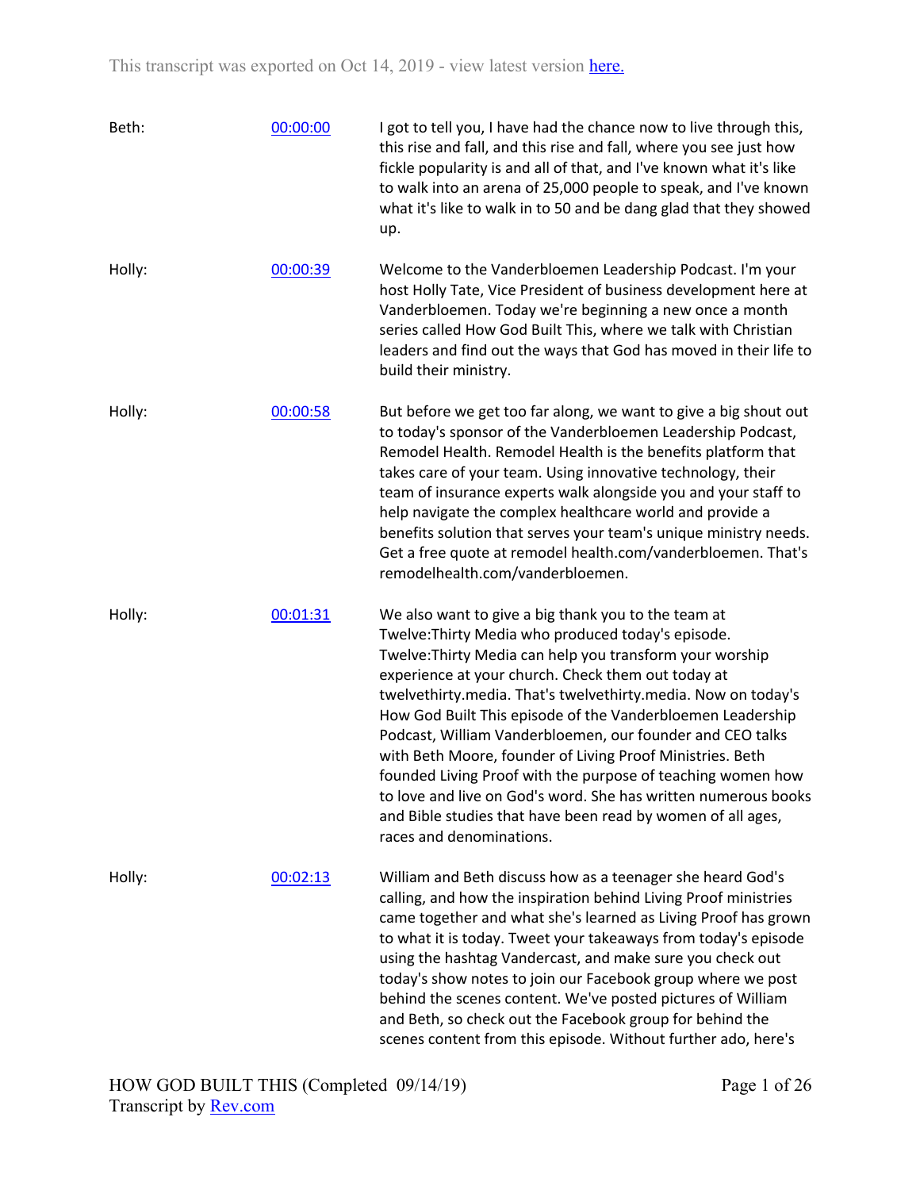This transcript was exported on Oct 14, 2019 - view latest version [here.](#)

| | | |
|---|---|---|
| Beth: | [00:00:00](#) | I got to tell you, I have had the chance now to live through this, this rise and fall, and this rise and fall, where you see just how fickle popularity is and all of that, and I've known what it's like to walk into an arena of 25,000 people to speak, and I've known what it's like to walk in to 50 and be dang glad that they showed up. |
| Holly: | [00:00:39](#) | Welcome to the Vanderbloemen Leadership Podcast. I'm your host Holly Tate, Vice President of business development here at Vanderbloemen. Today we're beginning a new once a month series called How God Built This, where we talk with Christian leaders and find out the ways that God has moved in their life to build their ministry. |
| Holly: | [00:00:58](#) | But before we get too far along, we want to give a big shout out to today's sponsor of the Vanderbloemen Leadership Podcast, Remodel Health. Remodel Health is the benefits platform that takes care of your team. Using innovative technology, their team of insurance experts walk alongside you and your staff to help navigate the complex healthcare world and provide a benefits solution that serves your team's unique ministry needs. Get a free quote at remodel health.com/vanderbloemen. That's remodelhealth.com/vanderbloemen. |
| Holly: | [00:01:31](#) | We also want to give a big thank you to the team at Twelve:Thirty Media who produced today's episode. Twelve:Thirty Media can help you transform your worship experience at your church. Check them out today at twelvethirty.media. That's twelvethirty.media. Now on today's How God Built This episode of the Vanderbloemen Leadership Podcast, William Vanderbloemen, our founder and CEO talks with Beth Moore, founder of Living Proof Ministries. Beth founded Living Proof with the purpose of teaching women how to love and live on God's word. She has written numerous books and Bible studies that have been read by women of all ages, races and denominations. |
| Holly: | [00:02:13](#) | William and Beth discuss how as a teenager she heard God's calling, and how the inspiration behind Living Proof ministries came together and what she's learned as Living Proof has grown to what it is today. Tweet your takeaways from today's episode using the hashtag Vandercast, and make sure you check out today's show notes to join our Facebook group where we post behind the scenes content. We've posted pictures of William and Beth, so check out the Facebook group for behind the scenes content from this episode. Without further ado, here's |

HOW GOD BUILT THIS (Completed 09/14/19)
Transcript by [Rev.com](#)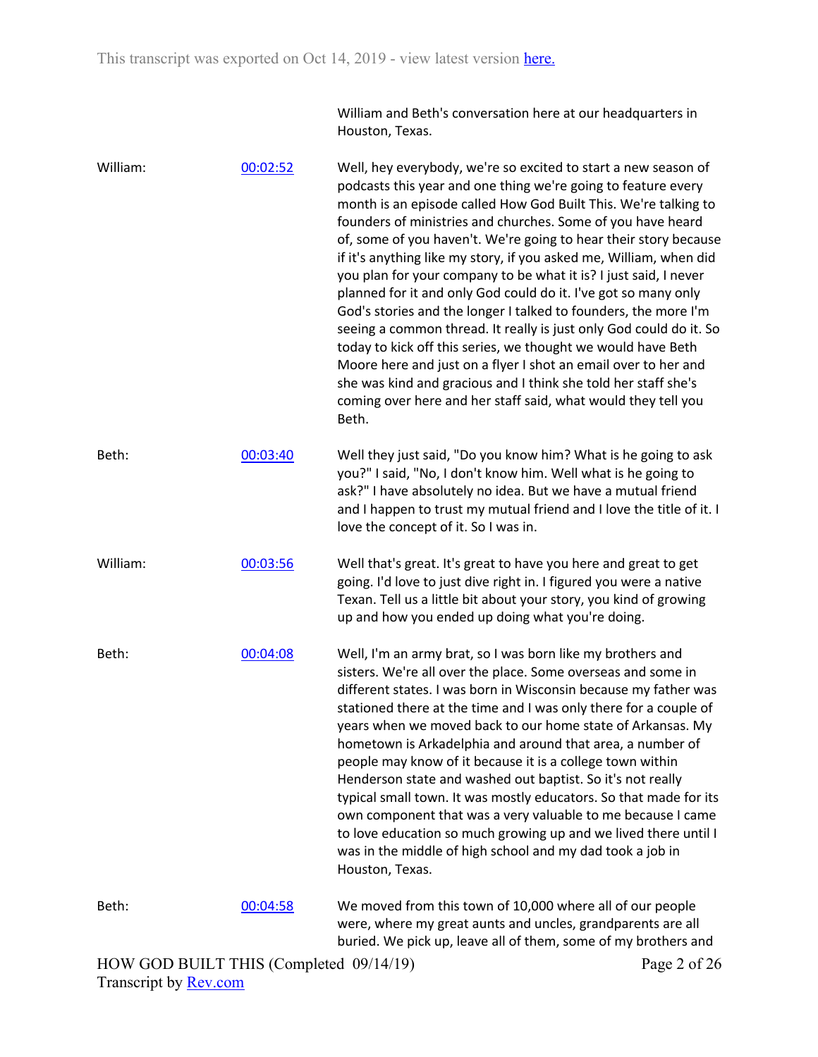William and Beth's conversation here at our headquarters in Houston, Texas.

**William:** [00:02:52](#) Well, hey everybody, we're so excited to start a new season of podcasts this year and one thing we're going to feature every month is an episode called How God Built This. We're talking to founders of ministries and churches. Some of you have heard of, some of you haven't. We're going to hear their story because if it's anything like my story, if you asked me, William, when did you plan for your company to be what it is? I just said, I never planned for it and only God could do it. I've got so many only God's stories and the longer I talked to founders, the more I'm seeing a common thread. It really is just only God could do it. So today to kick off this series, we thought we would have Beth Moore here and just on a flyer I shot an email over to her and she was kind and gracious and I think she told her staff she's coming over here and her staff said, what would they tell you Beth.

**Beth:** [00:03:40](#) Well they just said, "Do you know him? What is he going to ask you?" I said, "No, I don't know him. Well what is he going to ask?" I have absolutely no idea. But we have a mutual friend and I happen to trust my mutual friend and I love the title of it. I love the concept of it. So I was in.

**William:** [00:03:56](#) Well that's great. It's great to have you here and great to get going. I'd love to just dive right in. I figured you were a native Texan. Tell us a little bit about your story, you kind of growing up and how you ended up doing what you're doing.

**Beth:** [00:04:08](#) Well, I'm an army brat, so I was born like my brothers and sisters. We're all over the place. Some overseas and some in different states. I was born in Wisconsin because my father was stationed there at the time and I was only there for a couple of years when we moved back to our home state of Arkansas. My hometown is Arkadelphia and around that area, a number of people may know of it because it is a college town within Henderson state and washed out baptist. So it's not really typical small town. It was mostly educators. So that made for its own component that was a very valuable to me because I came to love education so much growing up and we lived there until I was in the middle of high school and my dad took a job in Houston, Texas.

**Beth:** [00:04:58](#) We moved from this town of 10,000 where all of our people were, where my great aunts and uncles, grandparents are all buried. We pick up, leave all of them, some of my brothers and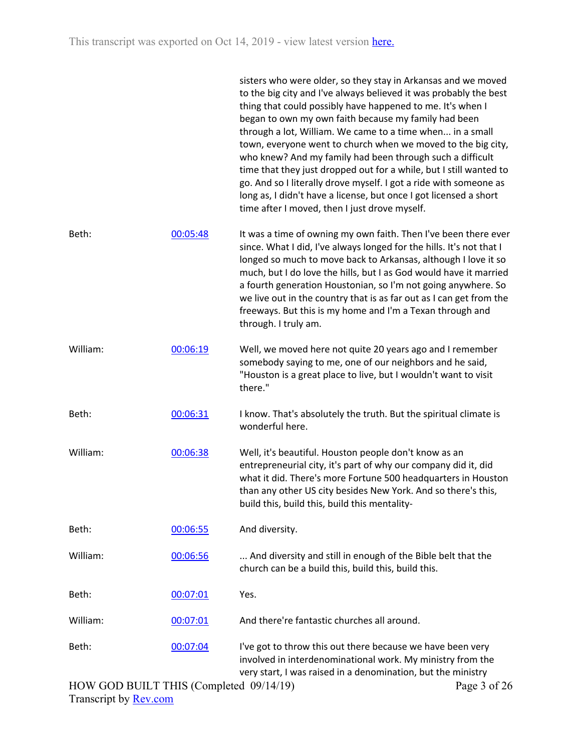sisters who were older, so they stay in Arkansas and we moved to the big city and I've always believed it was probably the best thing that could possibly have happened to me. It's when I began to own my own faith because my family had been through a lot, William. We came to a time when... in a small town, everyone went to church when we moved to the big city, who knew? And my family had been through such a difficult time that they just dropped out for a while, but I still wanted to go. And so I literally drove myself. I got a ride with someone as long as, I didn't have a license, but once I got licensed a short time after I moved, then I just drove myself.

| | | |
|---|---|---|
| Beth: | [00:05:48]() | It was a time of owning my own faith. Then I've been there ever since. What I did, I've always longed for the hills. It's not that I longed so much to move back to Arkansas, although I love it so much, but I do love the hills, but I as God would have it married a fourth generation Houstonian, so I'm not going anywhere. So we live out in the country that is as far out as I can get from the freeways. But this is my home and I'm a Texan through and through. I truly am. |
| William: | [00:06:19]() | Well, we moved here not quite 20 years ago and I remember somebody saying to me, one of our neighbors and he said, "Houston is a great place to live, but I wouldn't want to visit there." |
| Beth: | [00:06:31]() | I know. That's absolutely the truth. But the spiritual climate is wonderful here. |
| William: | [00:06:38]() | Well, it's beautiful. Houston people don't know as an entrepreneurial city, it's part of why our company did it, did what it did. There's more Fortune 500 headquarters in Houston than any other US city besides New York. And so there's this, build this, build this, build this mentality- |
| Beth: | [00:06:55]() | And diversity. |
| William: | [00:06:56]() | ... And diversity and still in enough of the Bible belt that the church can be a build this, build this, build this. |
| Beth: | [00:07:01]() | Yes. |
| William: | [00:07:01]() | And there're fantastic churches all around. |
| Beth: | [00:07:04]() | I've got to throw this out there because we have been very involved in interdenominational work. My ministry from the very start, I was raised in a denomination, but the ministry |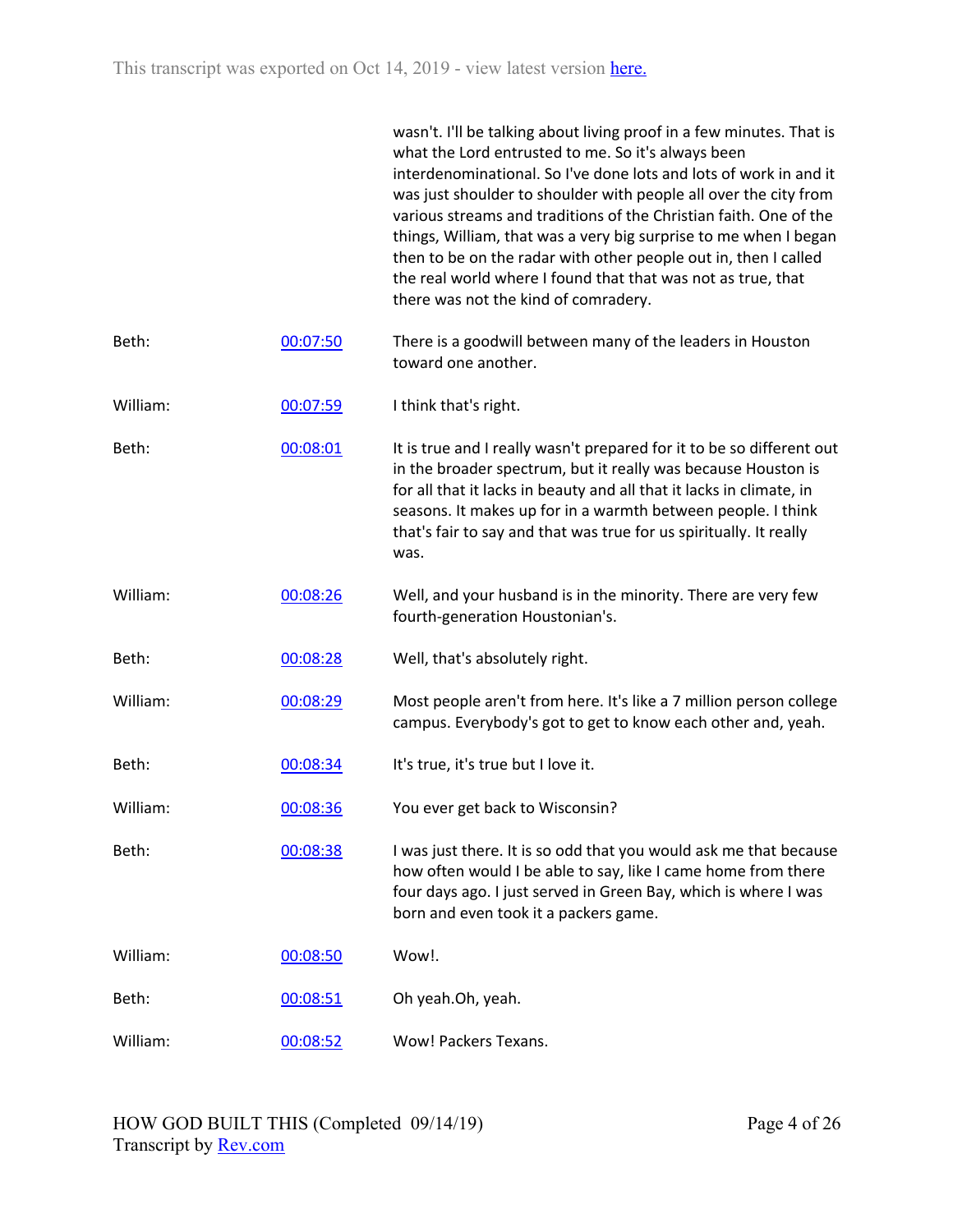| | | wasn't. I'll be talking about living proof in a few minutes. That is what the Lord entrusted to me. So it's always been interdenominational. So I've done lots and lots of work in and it was just shoulder to shoulder with people all over the city from various streams and traditions of the Christian faith. One of the things, William, that was a very big surprise to me when I began then to be on the radar with other people out in, then I called the real world where I found that that was not as true, that there was not the kind of comradery. |
|---|---|---|
| Beth: | 00:07:50 | There is a goodwill between many of the leaders in Houston toward one another. |
| William: | 00:07:59 | I think that's right. |
| Beth: | 00:08:01 | It is true and I really wasn't prepared for it to be so different out in the broader spectrum, but it really was because Houston is for all that it lacks in beauty and all that it lacks in climate, in seasons. It makes up for in a warmth between people. I think that's fair to say and that was true for us spiritually. It really was. |
| William: | 00:08:26 | Well, and your husband is in the minority. There are very few fourth-generation Houstonian's. |
| Beth: | 00:08:28 | Well, that's absolutely right. |
| William: | 00:08:29 | Most people aren't from here. It's like a 7 million person college campus. Everybody's got to get to know each other and, yeah. |
| Beth: | 00:08:34 | It's true, it's true but I love it. |
| William: | 00:08:36 | You ever get back to Wisconsin? |
| Beth: | 00:08:38 | I was just there. It is so odd that you would ask me that because how often would I be able to say, like I came home from there four days ago. I just served in Green Bay, which is where I was born and even took it a packers game. |
| William: | 00:08:50 | Wow!. |
| Beth: | 00:08:51 | Oh yeah.Oh, yeah. |
| William: | 00:08:52 | Wow! Packers Texans. |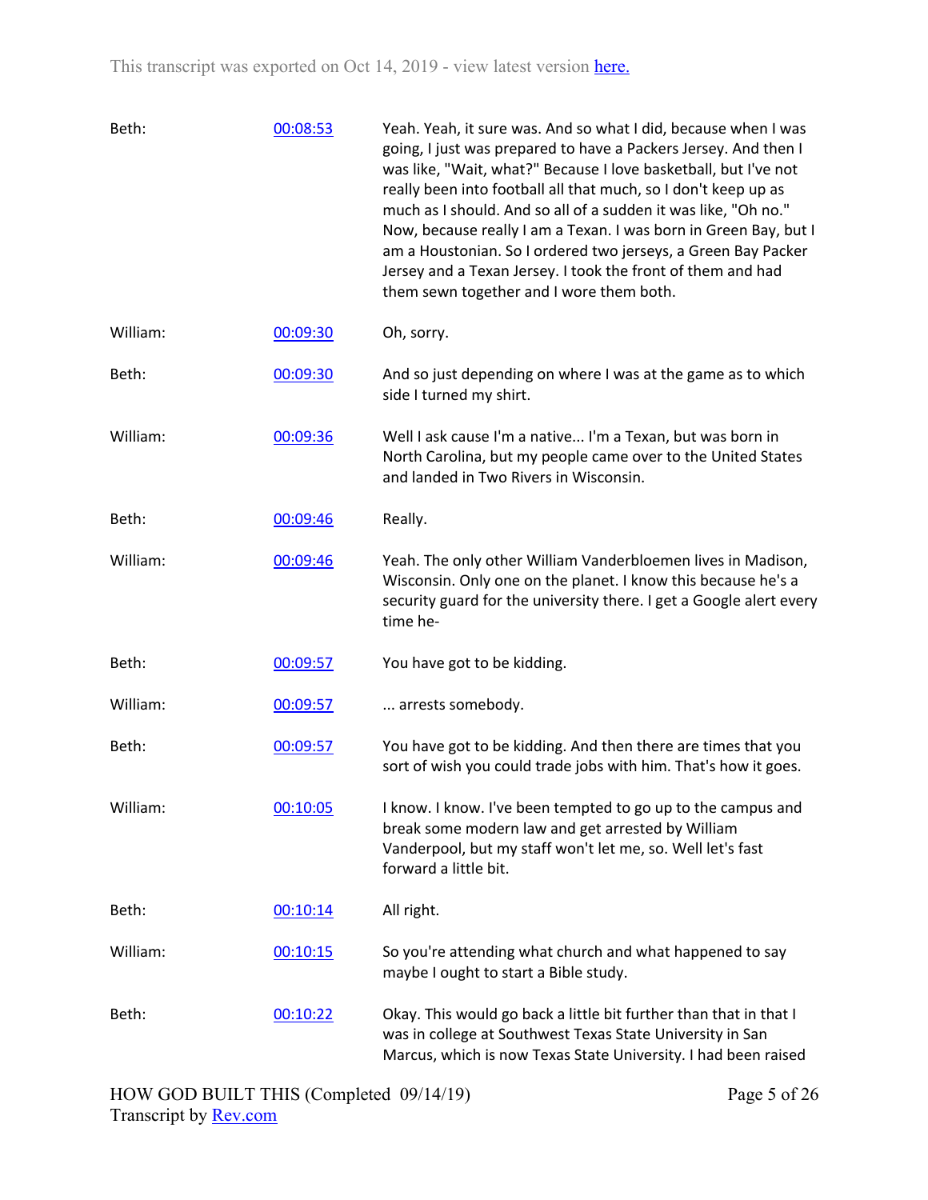| | | |
|---|---|---|
| Beth: | [00:08:53] | Yeah. Yeah, it sure was. And so what I did, because when I was going, I just was prepared to have a Packers Jersey. And then I was like, "Wait, what?" Because I love basketball, but I've not really been into football all that much, so I don't keep up as much as I should. And so all of a sudden it was like, "Oh no." Now, because really I am a Texan. I was born in Green Bay, but I am a Houstonian. So I ordered two jerseys, a Green Bay Packer Jersey and a Texan Jersey. I took the front of them and had them sewn together and I wore them both. |
| William: | [00:09:30] | Oh, sorry. |
| Beth: | [00:09:30] | And so just depending on where I was at the game as to which side I turned my shirt. |
| William: | [00:09:36] | Well I ask cause I'm a native... I'm a Texan, but was born in North Carolina, but my people came over to the United States and landed in Two Rivers in Wisconsin. |
| Beth: | [00:09:46] | Really. |
| William: | [00:09:46] | Yeah. The only other William Vanderbloemen lives in Madison, Wisconsin. Only one on the planet. I know this because he's a security guard for the university there. I get a Google alert every time he- |
| Beth: | [00:09:57] | You have got to be kidding. |
| William: | [00:09:57] | ... arrests somebody. |
| Beth: | [00:09:57] | You have got to be kidding. And then there are times that you sort of wish you could trade jobs with him. That's how it goes. |
| William: | [00:10:05] | I know. I know. I've been tempted to go up to the campus and break some modern law and get arrested by William Vanderpool, but my staff won't let me, so. Well let's fast forward a little bit. |
| Beth: | [00:10:14] | All right. |
| William: | [00:10:15] | So you're attending what church and what happened to say maybe I ought to start a Bible study. |
| Beth: | [00:10:22] | Okay. This would go back a little bit further than that in that I was in college at Southwest Texas State University in San Marcus, which is now Texas State University. I had been raised |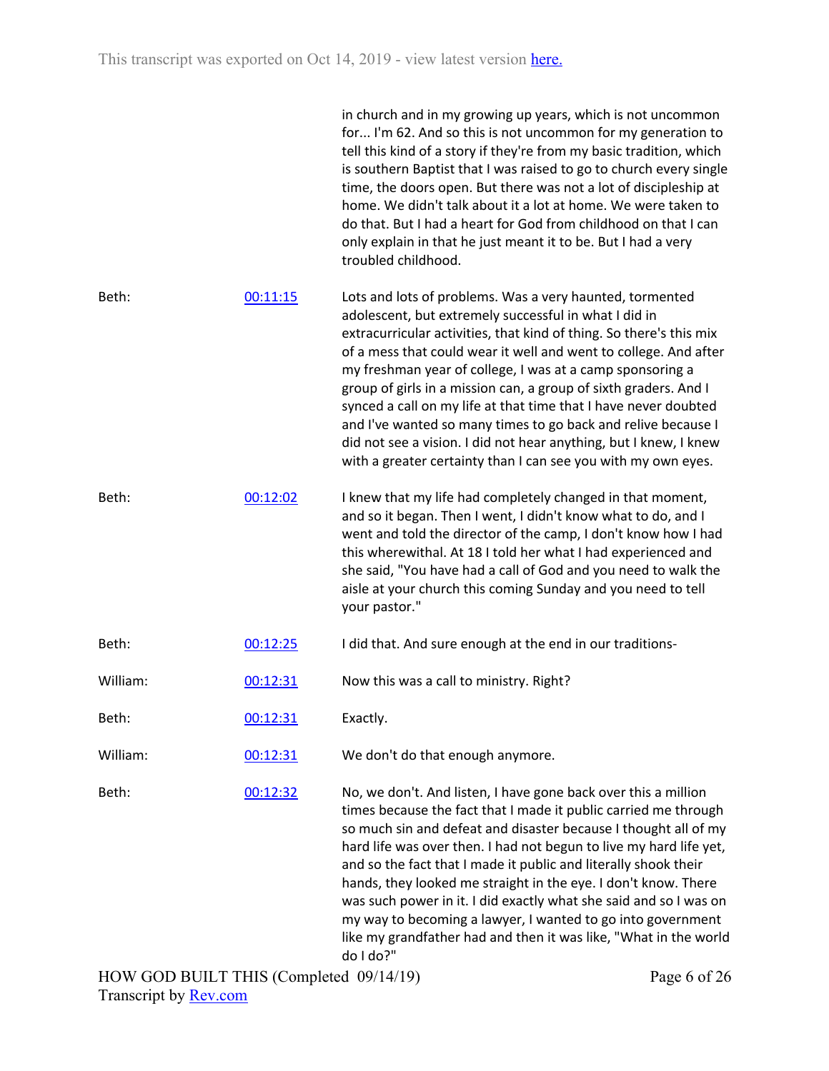in church and in my growing up years, which is not uncommon for... I'm 62. And so this is not uncommon for my generation to tell this kind of a story if they're from my basic tradition, which is southern Baptist that I was raised to go to church every single time, the doors open. But there was not a lot of discipleship at home. We didn't talk about it a lot at home. We were taken to do that. But I had a heart for God from childhood on that I can only explain in that he just meant it to be. But I had a very troubled childhood.

| | | |
|---|---|---|
| Beth: | [00:11:15]() | Lots and lots of problems. Was a very haunted, tormented adolescent, but extremely successful in what I did in extracurricular activities, that kind of thing. So there's this mix of a mess that could wear it well and went to college. And after my freshman year of college, I was at a camp sponsoring a group of girls in a mission can, a group of sixth graders. And I synced a call on my life at that time that I have never doubted and I've wanted so many times to go back and relive because I did not see a vision. I did not hear anything, but I knew, I knew with a greater certainty than I can see you with my own eyes. |
| Beth: | [00:12:02]() | I knew that my life had completely changed in that moment, and so it began. Then I went, I didn't know what to do, and I went and told the director of the camp, I don't know how I had this wherewithal. At 18 I told her what I had experienced and she said, "You have had a call of God and you need to walk the aisle at your church this coming Sunday and you need to tell your pastor." |
| Beth: | [00:12:25]() | I did that. And sure enough at the end in our traditions- |
| William: | [00:12:31]() | Now this was a call to ministry. Right? |
| Beth: | [00:12:31]() | Exactly. |
| William: | [00:12:31]() | We don't do that enough anymore. |
| Beth: | [00:12:32]() | No, we don't. And listen, I have gone back over this a million times because the fact that I made it public carried me through so much sin and defeat and disaster because I thought all of my hard life was over then. I had not begun to live my hard life yet, and so the fact that I made it public and literally shook their hands, they looked me straight in the eye. I don't know. There was such power in it. I did exactly what she said and so I was on my way to becoming a lawyer, I wanted to go into government like my grandfather had and then it was like, "What in the world do I do?" |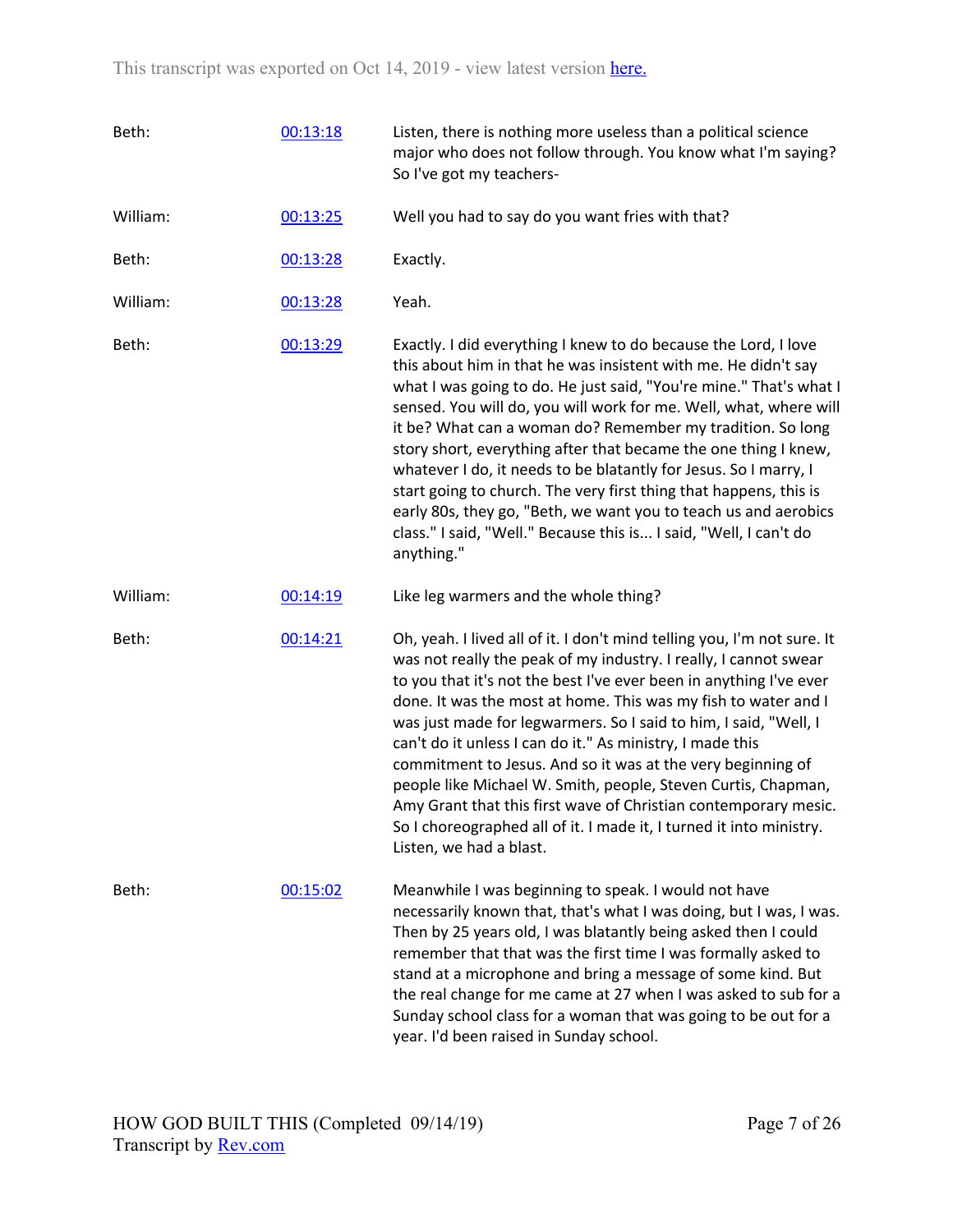This transcript was exported on Oct 14, 2019 - view latest version [here.](#)

| | | |
|---|---|---|
| Beth: | [00:13:18](#) | Listen, there is nothing more useless than a political science major who does not follow through. You know what I'm saying? So I've got my teachers- |
| William: | [00:13:25](#) | Well you had to say do you want fries with that? |
| Beth: | [00:13:28](#) | Exactly. |
| William: | [00:13:28](#) | Yeah. |
| Beth: | [00:13:29](#) | Exactly. I did everything I knew to do because the Lord, I love this about him in that he was insistent with me. He didn't say what I was going to do. He just said, "You're mine." That's what I sensed. You will do, you will work for me. Well, what, where will it be? What can a woman do? Remember my tradition. So long story short, everything after that became the one thing I knew, whatever I do, it needs to be blatantly for Jesus. So I marry, I start going to church. The very first thing that happens, this is early 80s, they go, "Beth, we want you to teach us and aerobics class." I said, "Well." Because this is... I said, "Well, I can't do anything." |
| William: | [00:14:19](#) | Like leg warmers and the whole thing? |
| Beth: | [00:14:21](#) | Oh, yeah. I lived all of it. I don't mind telling you, I'm not sure. It was not really the peak of my industry. I really, I cannot swear to you that it's not the best I've ever been in anything I've ever done. It was the most at home. This was my fish to water and I was just made for legwarmers. So I said to him, I said, "Well, I can't do it unless I can do it." As ministry, I made this commitment to Jesus. And so it was at the very beginning of people like Michael W. Smith, people, Steven Curtis, Chapman, Amy Grant that this first wave of Christian contemporary mesic. So I choreographed all of it. I made it, I turned it into ministry. Listen, we had a blast. |
| Beth: | [00:15:02](#) | Meanwhile I was beginning to speak. I would not have necessarily known that, that's what I was doing, but I was, I was. Then by 25 years old, I was blatantly being asked then I could remember that that was the first time I was formally asked to stand at a microphone and bring a message of some kind. But the real change for me came at 27 when I was asked to sub for a Sunday school class for a woman that was going to be out for a year. I'd been raised in Sunday school. |

HOW GOD BUILT THIS (Completed 09/14/19)
Transcript by [Rev.com](#)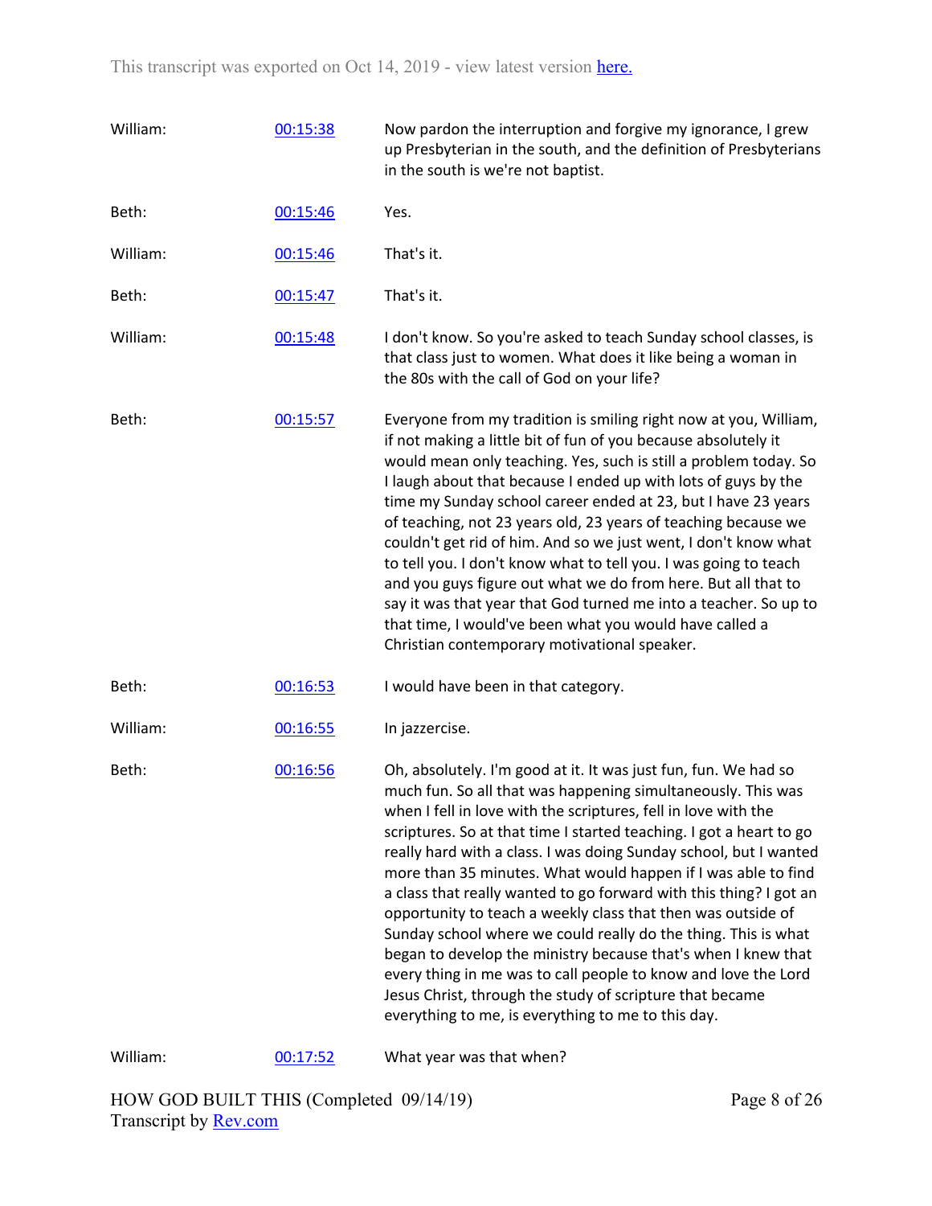| | | |
|---|---|---|
| William: | [00:15:38](#) | Now pardon the interruption and forgive my ignorance, I grew up Presbyterian in the south, and the definition of Presbyterians in the south is we're not baptist. |
| Beth: | [00:15:46](#) | Yes. |
| William: | [00:15:46](#) | That's it. |
| Beth: | [00:15:47](#) | That's it. |
| William: | [00:15:48](#) | I don't know. So you're asked to teach Sunday school classes, is that class just to women. What does it like being a woman in the 80s with the call of God on your life? |
| Beth: | [00:15:57](#) | Everyone from my tradition is smiling right now at you, William, if not making a little bit of fun of you because absolutely it would mean only teaching. Yes, such is still a problem today. So I laugh about that because I ended up with lots of guys by the time my Sunday school career ended at 23, but I have 23 years of teaching, not 23 years old, 23 years of teaching because we couldn't get rid of him. And so we just went, I don't know what to tell you. I don't know what to tell you. I was going to teach and you guys figure out what we do from here. But all that to say it was that year that God turned me into a teacher. So up to that time, I would've been what you would have called a Christian contemporary motivational speaker. |
| Beth: | [00:16:53](#) | I would have been in that category. |
| William: | [00:16:55](#) | In jazzercise. |
| Beth: | [00:16:56](#) | Oh, absolutely. I'm good at it. It was just fun, fun. We had so much fun. So all that was happening simultaneously. This was when I fell in love with the scriptures, fell in love with the scriptures. So at that time I started teaching. I got a heart to go really hard with a class. I was doing Sunday school, but I wanted more than 35 minutes. What would happen if I was able to find a class that really wanted to go forward with this thing? I got an opportunity to teach a weekly class that then was outside of Sunday school where we could really do the thing. This is what began to develop the ministry because that's when I knew that every thing in me was to call people to know and love the Lord Jesus Christ, through the study of scripture that became everything to me, is everything to me to this day. |
| William: | [00:17:52](#) | What year was that when? |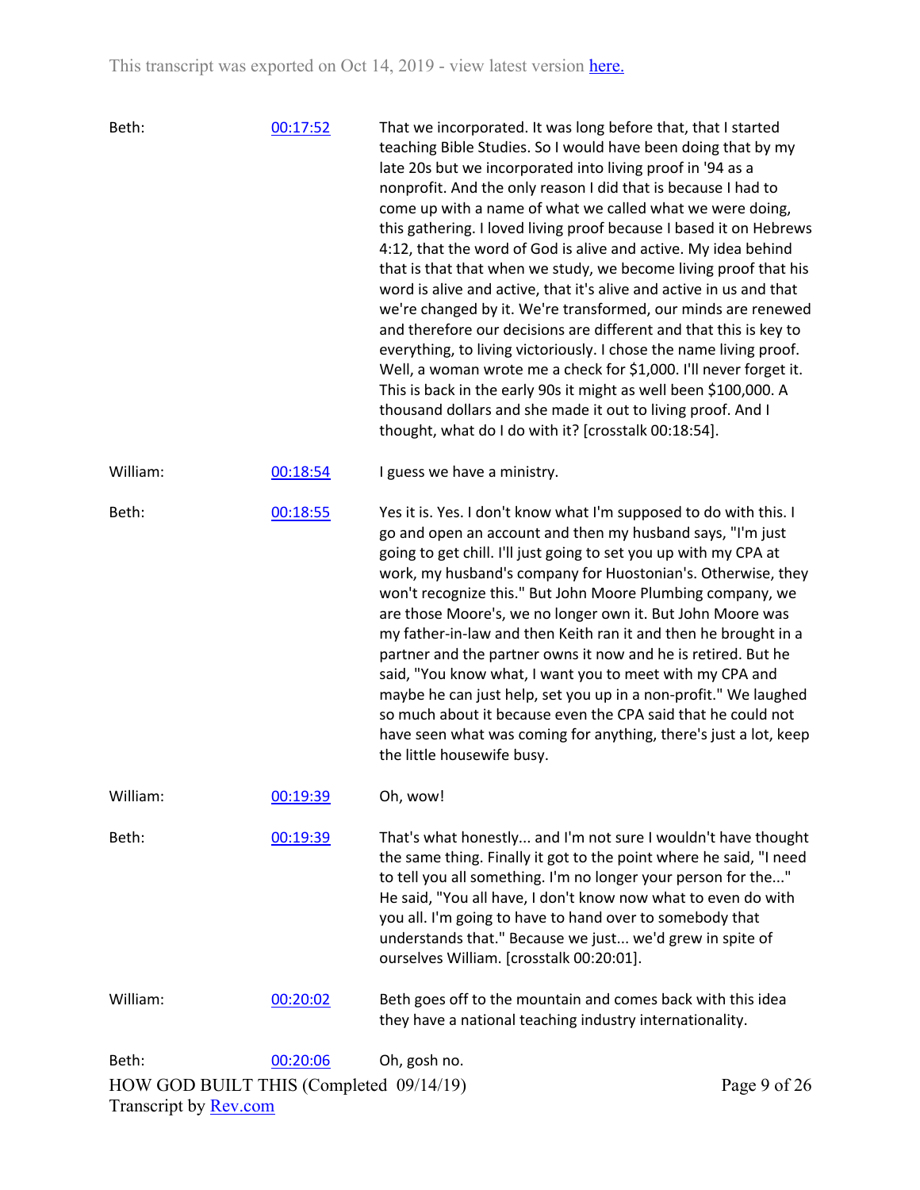| | | |
|---|---|---|
| Beth: | 00:17:52 | That we incorporated. It was long before that, that I started teaching Bible Studies. So I would have been doing that by my late 20s but we incorporated into living proof in '94 as a nonprofit. And the only reason I did that is because I had to come up with a name of what we called what we were doing, this gathering. I loved living proof because I based it on Hebrews 4:12, that the word of God is alive and active. My idea behind that is that that when we study, we become living proof that his word is alive and active, that it's alive and active in us and that we're changed by it. We're transformed, our minds are renewed and therefore our decisions are different and that this is key to everything, to living victoriously. I chose the name living proof. Well, a woman wrote me a check for $1,000. I'll never forget it. This is back in the early 90s it might as well been $100,000. A thousand dollars and she made it out to living proof. And I thought, what do I do with it? [crosstalk 00:18:54]. |
| William: | 00:18:54 | I guess we have a ministry. |
| Beth: | 00:18:55 | Yes it is. Yes. I don't know what I'm supposed to do with this. I go and open an account and then my husband says, "I'm just going to get chill. I'll just going to set you up with my CPA at work, my husband's company for Huostonian's. Otherwise, they won't recognize this." But John Moore Plumbing company, we are those Moore's, we no longer own it. But John Moore was my father-in-law and then Keith ran it and then he brought in a partner and the partner owns it now and he is retired. But he said, "You know what, I want you to meet with my CPA and maybe he can just help, set you up in a non-profit." We laughed so much about it because even the CPA said that he could not have seen what was coming for anything, there's just a lot, keep the little housewife busy. |
| William: | 00:19:39 | Oh, wow! |
| Beth: | 00:19:39 | That's what honestly... and I'm not sure I wouldn't have thought the same thing. Finally it got to the point where he said, "I need to tell you all something. I'm no longer your person for the..." He said, "You all have, I don't know now what to even do with you all. I'm going to have to hand over to somebody that understands that." Because we just... we'd grew in spite of ourselves William. [crosstalk 00:20:01]. |
| William: | 00:20:02 | Beth goes off to the mountain and comes back with this idea they have a national teaching industry internationality. |
| Beth: | 00:20:06 | Oh, gosh no. |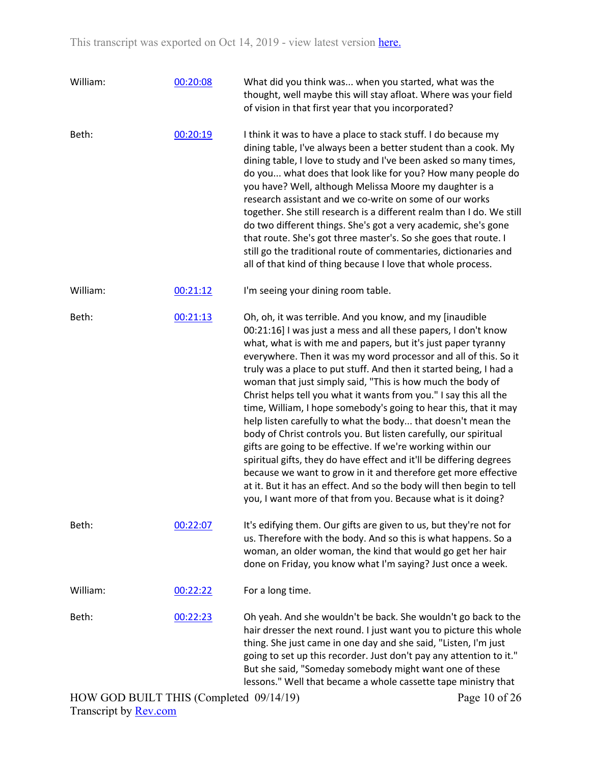| | | |
|---|---|---|
| William: | [00:20:08](#) | What did you think was... when you started, what was the thought, well maybe this will stay afloat. Where was your field of vision in that first year that you incorporated? |
| Beth: | [00:20:19](#) | I think it was to have a place to stack stuff. I do because my dining table, I've always been a better student than a cook. My dining table, I love to study and I've been asked so many times, do you... what does that look like for you? How many people do you have? Well, although Melissa Moore my daughter is a research assistant and we co-write on some of our works together. She still research is a different realm than I do. We still do two different things. She's got a very academic, she's gone that route. She's got three master's. So she goes that route. I still go the traditional route of commentaries, dictionaries and all of that kind of thing because I love that whole process. |
| William: | [00:21:12](#) | I'm seeing your dining room table. |
| Beth: | [00:21:13](#) | Oh, oh, it was terrible. And you know, and my [inaudible 00:21:16] I was just a mess and all these papers, I don't know what, what is with me and papers, but it's just paper tyranny everywhere. Then it was my word processor and all of this. So it truly was a place to put stuff. And then it started being, I had a woman that just simply said, "This is how much the body of Christ helps tell you what it wants from you." I say this all the time, William, I hope somebody's going to hear this, that it may help listen carefully to what the body... that doesn't mean the body of Christ controls you. But listen carefully, our spiritual gifts are going to be effective. If we're working within our spiritual gifts, they do have effect and it'll be differing degrees because we want to grow in it and therefore get more effective at it. But it has an effect. And so the body will then begin to tell you, I want more of that from you. Because what is it doing? |
| Beth: | [00:22:07](#) | It's edifying them. Our gifts are given to us, but they're not for us. Therefore with the body. And so this is what happens. So a woman, an older woman, the kind that would go get her hair done on Friday, you know what I'm saying? Just once a week. |
| William: | [00:22:22](#) | For a long time. |
| Beth: | [00:22:23](#) | Oh yeah. And she wouldn't be back. She wouldn't go back to the hair dresser the next round. I just want you to picture this whole thing. She just came in one day and she said, "Listen, I'm just going to set up this recorder. Just don't pay any attention to it." But she said, "Someday somebody might want one of these lessons." Well that became a whole cassette tape ministry that |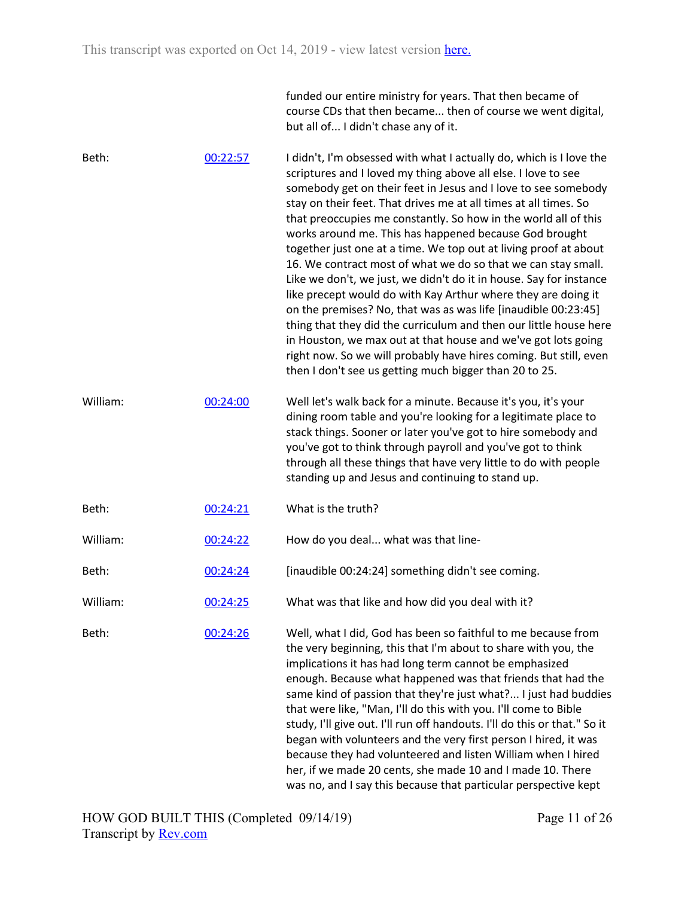funded our entire ministry for years. That then became of course CDs that then became... then of course we went digital, but all of... I didn't chase any of it.

| | | |
|---|---|---|
| Beth: | [00:22:57](#) | I didn't, I'm obsessed with what I actually do, which is I love the scriptures and I loved my thing above all else. I love to see somebody get on their feet in Jesus and I love to see somebody stay on their feet. That drives me at all times at all times. So that preoccupies me constantly. So how in the world all of this works around me. This has happened because God brought together just one at a time. We top out at living proof at about 16. We contract most of what we do so that we can stay small. Like we don't, we just, we didn't do it in house. Say for instance like precept would do with Kay Arthur where they are doing it on the premises? No, that was as was life [inaudible 00:23:45] thing that they did the curriculum and then our little house here in Houston, we max out at that house and we've got lots going right now. So we will probably have hires coming. But still, even then I don't see us getting much bigger than 20 to 25. |
| William: | [00:24:00](#) | Well let's walk back for a minute. Because it's you, it's your dining room table and you're looking for a legitimate place to stack things. Sooner or later you've got to hire somebody and you've got to think through payroll and you've got to think through all these things that have very little to do with people standing up and Jesus and continuing to stand up. |
| Beth: | [00:24:21](#) | What is the truth? |
| William: | [00:24:22](#) | How do you deal... what was that line- |
| Beth: | [00:24:24](#) | [inaudible 00:24:24] something didn't see coming. |
| William: | [00:24:25](#) | What was that like and how did you deal with it? |
| Beth: | [00:24:26](#) | Well, what I did, God has been so faithful to me because from the very beginning, this that I'm about to share with you, the implications it has had long term cannot be emphasized enough. Because what happened was that friends that had the same kind of passion that they're just what?... I just had buddies that were like, "Man, I'll do this with you. I'll come to Bible study, I'll give out. I'll run off handouts. I'll do this or that." So it began with volunteers and the very first person I hired, it was because they had volunteered and listen William when I hired her, if we made 20 cents, she made 10 and I made 10. There was no, and I say this because that particular perspective kept |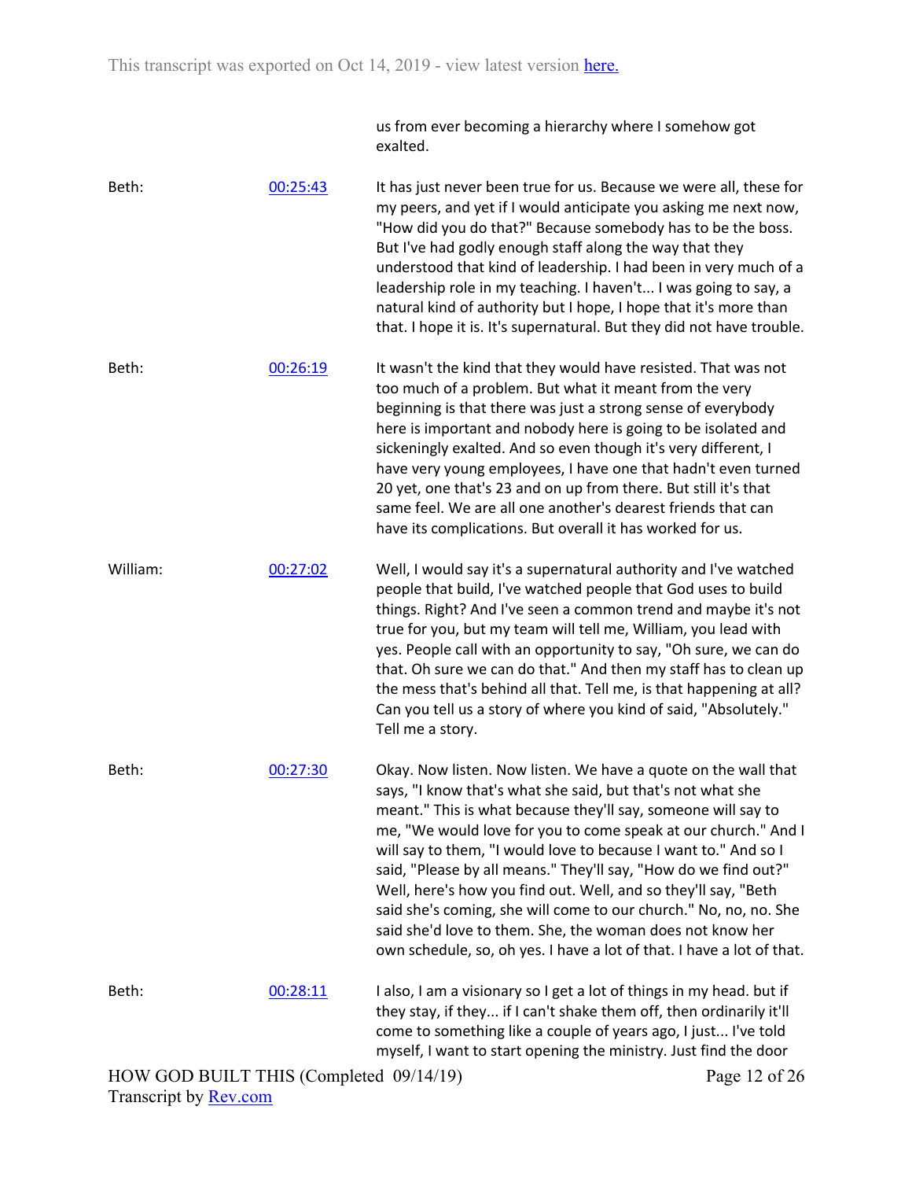us from ever becoming a hierarchy where I somehow got exalted.

| | | |
|---|---|---|
| Beth: | 00:25:43 | It has just never been true for us. Because we were all, these for my peers, and yet if I would anticipate you asking me next now, "How did you do that?" Because somebody has to be the boss. But I've had godly enough staff along the way that they understood that kind of leadership. I had been in very much of a leadership role in my teaching. I haven't... I was going to say, a natural kind of authority but I hope, I hope that it's more than that. I hope it is. It's supernatural. But they did not have trouble. |
| Beth: | 00:26:19 | It wasn't the kind that they would have resisted. That was not too much of a problem. But what it meant from the very beginning is that there was just a strong sense of everybody here is important and nobody here is going to be isolated and sickeningly exalted. And so even though it's very different, I have very young employees, I have one that hadn't even turned 20 yet, one that's 23 and on up from there. But still it's that same feel. We are all one another's dearest friends that can have its complications. But overall it has worked for us. |
| William: | 00:27:02 | Well, I would say it's a supernatural authority and I've watched people that build, I've watched people that God uses to build things. Right? And I've seen a common trend and maybe it's not true for you, but my team will tell me, William, you lead with yes. People call with an opportunity to say, "Oh sure, we can do that. Oh sure we can do that." And then my staff has to clean up the mess that's behind all that. Tell me, is that happening at all? Can you tell us a story of where you kind of said, "Absolutely." Tell me a story. |
| Beth: | 00:27:30 | Okay. Now listen. Now listen. We have a quote on the wall that says, "I know that's what she said, but that's not what she meant." This is what because they'll say, someone will say to me, "We would love for you to come speak at our church." And I will say to them, "I would love to because I want to." And so I said, "Please by all means." They'll say, "How do we find out?" Well, here's how you find out. Well, and so they'll say, "Beth said she's coming, she will come to our church." No, no, no. She said she'd love to them. She, the woman does not know her own schedule, so, oh yes. I have a lot of that. I have a lot of that. |
| Beth: | 00:28:11 | I also, I am a visionary so I get a lot of things in my head. but if they stay, if they... if I can't shake them off, then ordinarily it'll come to something like a couple of years ago, I just... I've told myself, I want to start opening the ministry. Just find the door |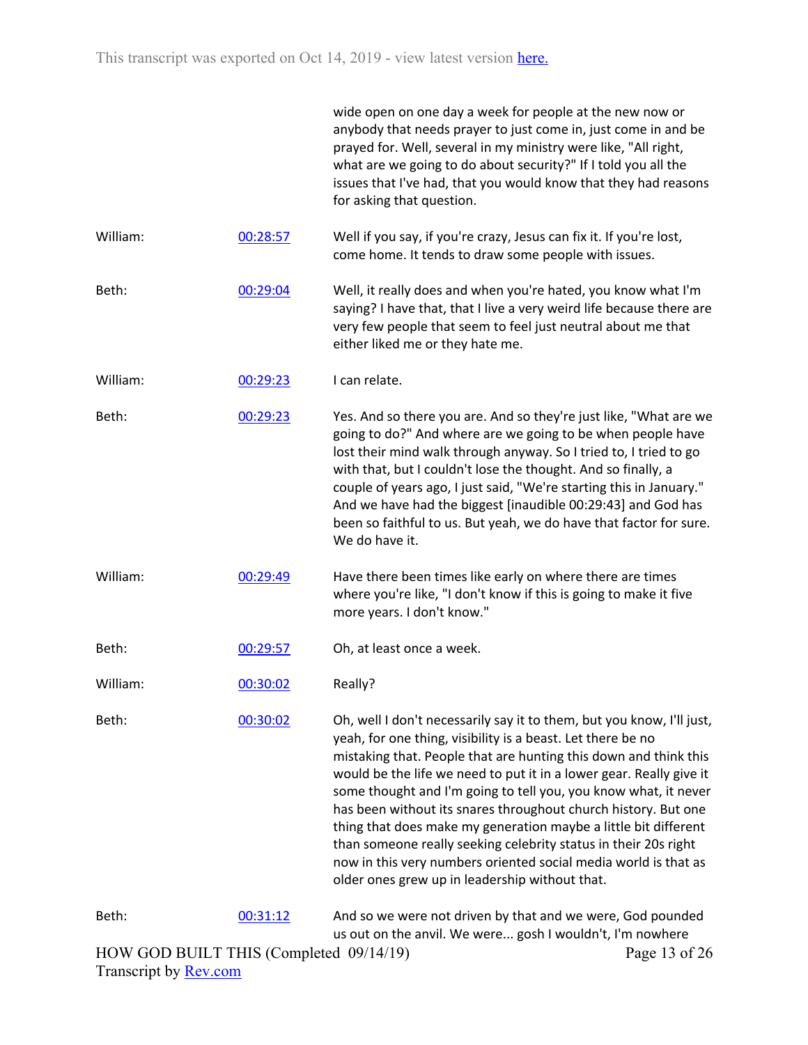wide open on one day a week for people at the new now or anybody that needs prayer to just come in, just come in and be prayed for. Well, several in my ministry were like, "All right, what are we going to do about security?" If I told you all the issues that I've had, that you would know that they had reasons for asking that question.

| | | |
|---|---|---|
| William: | 00:28:57 | Well if you say, if you're crazy, Jesus can fix it. If you're lost, come home. It tends to draw some people with issues. |
| Beth: | 00:29:04 | Well, it really does and when you're hated, you know what I'm saying? I have that, that I live a very weird life because there are very few people that seem to feel just neutral about me that either liked me or they hate me. |
| William: | 00:29:23 | I can relate. |
| Beth: | 00:29:23 | Yes. And so there you are. And so they're just like, "What are we going to do?" And where are we going to be when people have lost their mind walk through anyway. So I tried to, I tried to go with that, but I couldn't lose the thought. And so finally, a couple of years ago, I just said, "We're starting this in January." And we have had the biggest [inaudible 00:29:43] and God has been so faithful to us. But yeah, we do have that factor for sure. We do have it. |
| William: | 00:29:49 | Have there been times like early on where there are times where you're like, "I don't know if this is going to make it five more years. I don't know." |
| Beth: | 00:29:57 | Oh, at least once a week. |
| William: | 00:30:02 | Really? |
| Beth: | 00:30:02 | Oh, well I don't necessarily say it to them, but you know, I'll just, yeah, for one thing, visibility is a beast. Let there be no mistaking that. People that are hunting this down and think this would be the life we need to put it in a lower gear. Really give it some thought and I'm going to tell you, you know what, it never has been without its snares throughout church history. But one thing that does make my generation maybe a little bit different than someone really seeking celebrity status in their 20s right now in this very numbers oriented social media world is that as older ones grew up in leadership without that. |
| Beth: | 00:31:12 | And so we were not driven by that and we were, God pounded us out on the anvil. We were... gosh I wouldn't, I'm nowhere |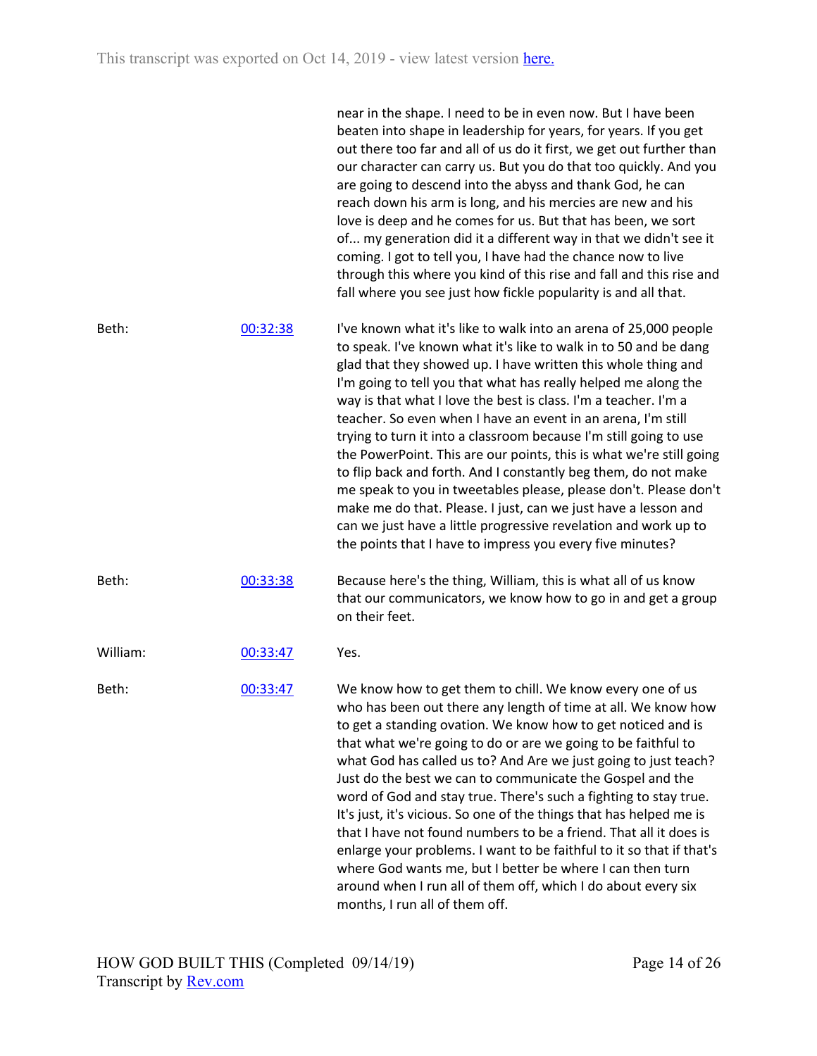near in the shape. I need to be in even now. But I have been beaten into shape in leadership for years, for years. If you get out there too far and all of us do it first, we get out further than our character can carry us. But you do that too quickly. And you are going to descend into the abyss and thank God, he can reach down his arm is long, and his mercies are new and his love is deep and he comes for us. But that has been, we sort of... my generation did it a different way in that we didn't see it coming. I got to tell you, I have had the chance now to live through this where you kind of this rise and fall and this rise and fall where you see just how fickle popularity is and all that.

| | | |
|---|---|---|
| Beth: | [00:32:38](#) | I've known what it's like to walk into an arena of 25,000 people to speak. I've known what it's like to walk in to 50 and be dang glad that they showed up. I have written this whole thing and I'm going to tell you that what has really helped me along the way is that what I love the best is class. I'm a teacher. I'm a teacher. So even when I have an event in an arena, I'm still trying to turn it into a classroom because I'm still going to use the PowerPoint. This are our points, this is what we're still going to flip back and forth. And I constantly beg them, do not make me speak to you in tweetables please, please don't. Please don't make me do that. Please. I just, can we just have a lesson and can we just have a little progressive revelation and work up to the points that I have to impress you every five minutes? |
| Beth: | [00:33:38](#) | Because here's the thing, William, this is what all of us know that our communicators, we know how to go in and get a group on their feet. |
| William: | [00:33:47](#) | Yes. |
| Beth: | [00:33:47](#) | We know how to get them to chill. We know every one of us who has been out there any length of time at all. We know how to get a standing ovation. We know how to get noticed and is that what we're going to do or are we going to be faithful to what God has called us to? And Are we just going to just teach? Just do the best we can to communicate the Gospel and the word of God and stay true. There's such a fighting to stay true. It's just, it's vicious. So one of the things that has helped me is that I have not found numbers to be a friend. That all it does is enlarge your problems. I want to be faithful to it so that if that's where God wants me, but I better be where I can then turn around when I run all of them off, which I do about every six months, I run all of them off. |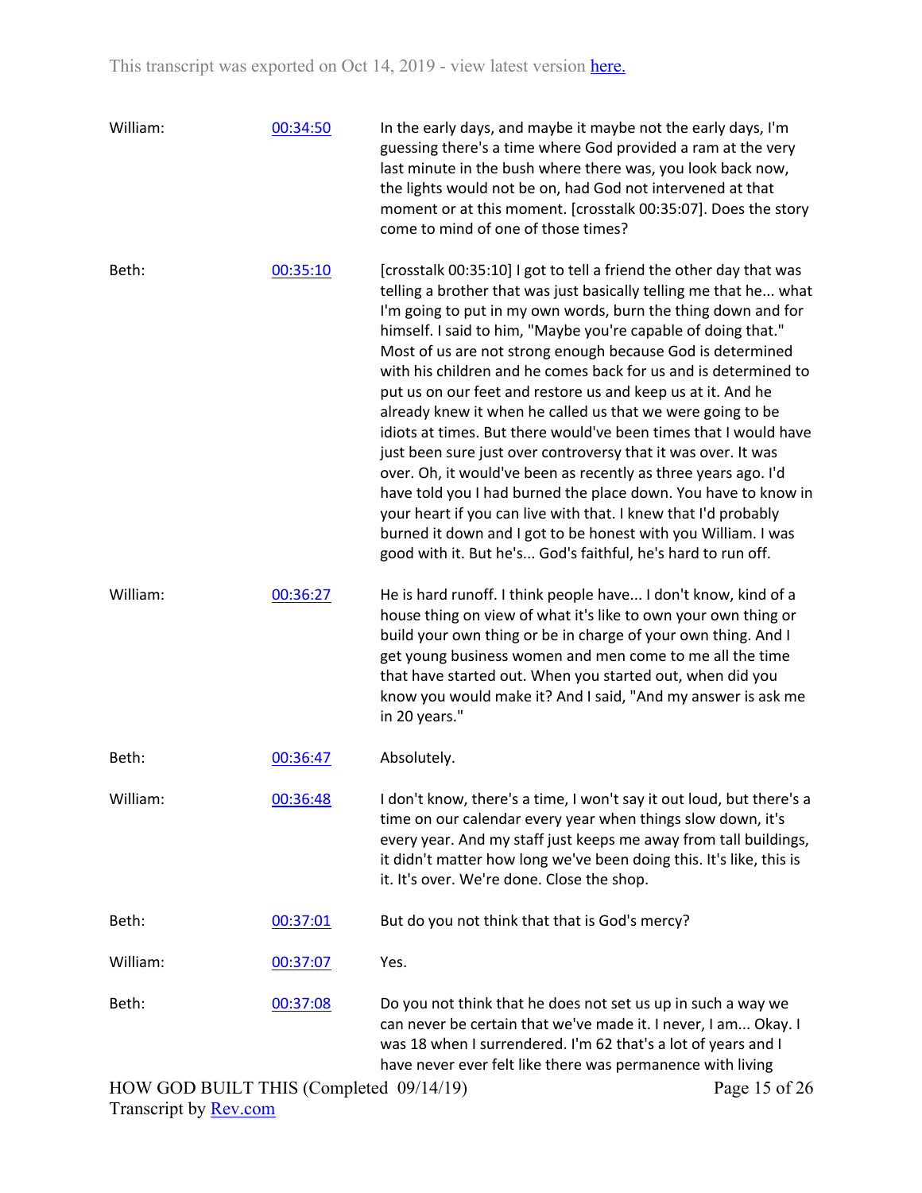This transcript was exported on Oct 14, 2019 - view latest version [here.](#)

| | | |
|---|---|---|
| William: | [00:34:50](#) | In the early days, and maybe it maybe not the early days, I'm guessing there's a time where God provided a ram at the very last minute in the bush where there was, you look back now, the lights would not be on, had God not intervened at that moment or at this moment. [crosstalk 00:35:07]. Does the story come to mind of one of those times? |
| Beth: | [00:35:10](#) | [crosstalk 00:35:10] I got to tell a friend the other day that was telling a brother that was just basically telling me that he... what I'm going to put in my own words, burn the thing down and for himself. I said to him, "Maybe you're capable of doing that." Most of us are not strong enough because God is determined with his children and he comes back for us and is determined to put us on our feet and restore us and keep us at it. And he already knew it when he called us that we were going to be idiots at times. But there would've been times that I would have just been sure just over controversy that it was over. It was over. Oh, it would've been as recently as three years ago. I'd have told you I had burned the place down. You have to know in your heart if you can live with that. I knew that I'd probably burned it down and I got to be honest with you William. I was good with it. But he's... God's faithful, he's hard to run off. |
| William: | [00:36:27](#) | He is hard runoff. I think people have... I don't know, kind of a house thing on view of what it's like to own your own thing or build your own thing or be in charge of your own thing. And I get young business women and men come to me all the time that have started out. When you started out, when did you know you would make it? And I said, "And my answer is ask me in 20 years." |
| Beth: | [00:36:47](#) | Absolutely. |
| William: | [00:36:48](#) | I don't know, there's a time, I won't say it out loud, but there's a time on our calendar every year when things slow down, it's every year. And my staff just keeps me away from tall buildings, it didn't matter how long we've been doing this. It's like, this is it. It's over. We're done. Close the shop. |
| Beth: | [00:37:01](#) | But do you not think that that is God's mercy? |
| William: | [00:37:07](#) | Yes. |
| Beth: | [00:37:08](#) | Do you not think that he does not set us up in such a way we can never be certain that we've made it. I never, I am... Okay. I was 18 when I surrendered. I'm 62 that's a lot of years and I have never ever felt like there was permanence with living |

HOW GOD BUILT THIS (Completed 09/14/19)
Transcript by [Rev.com](#)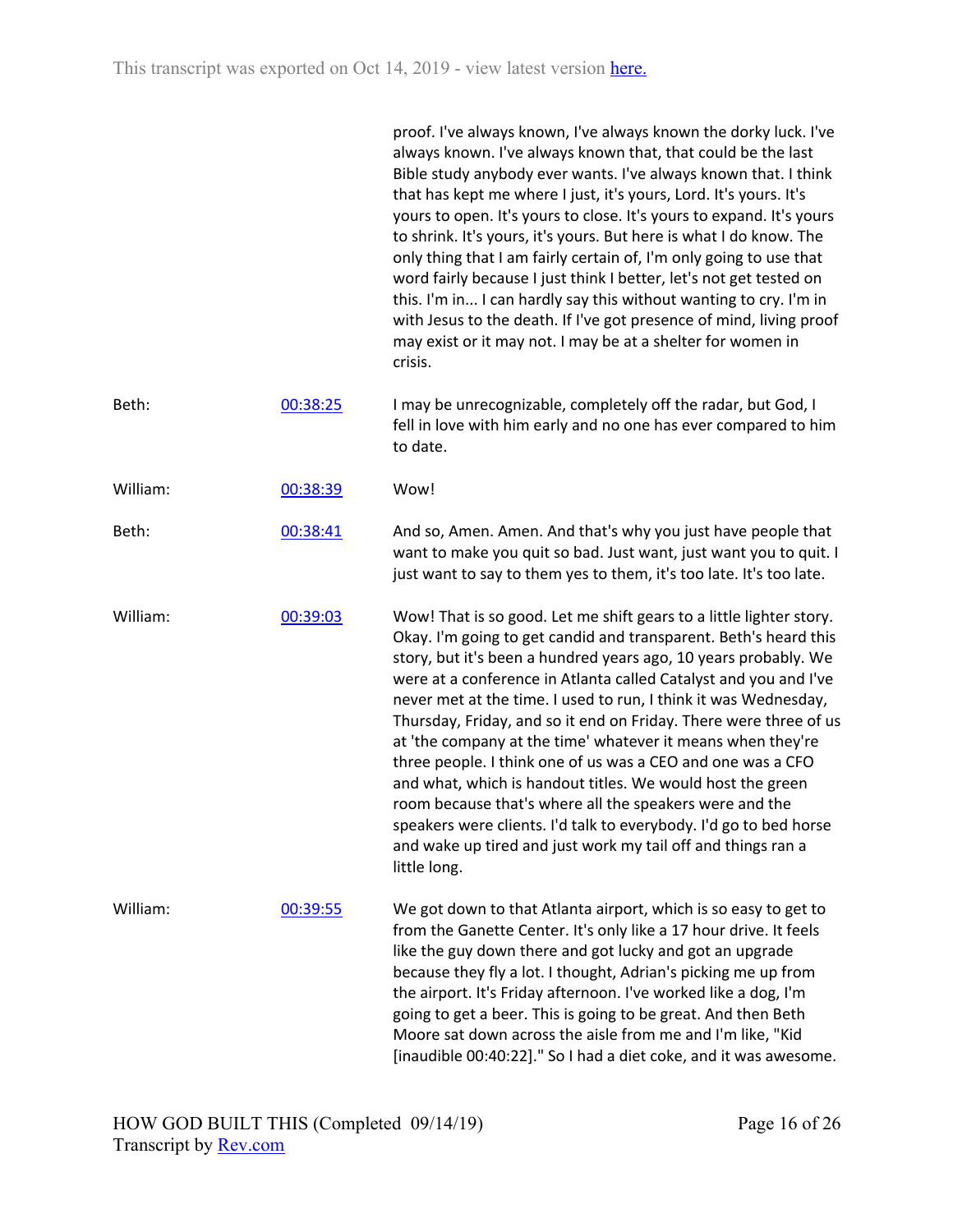proof. I've always known, I've always known the dorky luck. I've always known. I've always known that, that could be the last Bible study anybody ever wants. I've always known that. I think that has kept me where I just, it's yours, Lord. It's yours. It's yours to open. It's yours to close. It's yours to expand. It's yours to shrink. It's yours, it's yours. But here is what I do know. The only thing that I am fairly certain of, I'm only going to use that word fairly because I just think I better, let's not get tested on this. I'm in... I can hardly say this without wanting to cry. I'm in with Jesus to the death. If I've got presence of mind, living proof may exist or it may not. I may be at a shelter for women in crisis.

| | | |
|---|---|---|
| Beth: | [00:38:25] | I may be unrecognizable, completely off the radar, but God, I fell in love with him early and no one has ever compared to him to date. |
| William: | [00:38:39] | Wow! |
| Beth: | [00:38:41] | And so, Amen. Amen. And that's why you just have people that want to make you quit so bad. Just want, just want you to quit. I just want to say to them yes to them, it's too late. It's too late. |
| William: | [00:39:03] | Wow! That is so good. Let me shift gears to a little lighter story. Okay. I'm going to get candid and transparent. Beth's heard this story, but it's been a hundred years ago, 10 years probably. We were at a conference in Atlanta called Catalyst and you and I've never met at the time. I used to run, I think it was Wednesday, Thursday, Friday, and so it end on Friday. There were three of us at 'the company at the time' whatever it means when they're three people. I think one of us was a CEO and one was a CFO and what, which is handout titles. We would host the green room because that's where all the speakers were and the speakers were clients. I'd talk to everybody. I'd go to bed horse and wake up tired and just work my tail off and things ran a little long. |
| William: | [00:39:55] | We got down to that Atlanta airport, which is so easy to get to from the Ganette Center. It's only like a 17 hour drive. It feels like the guy down there and got lucky and got an upgrade because they fly a lot. I thought, Adrian's picking me up from the airport. It's Friday afternoon. I've worked like a dog, I'm going to get a beer. This is going to be great. And then Beth Moore sat down across the aisle from me and I'm like, "Kid [inaudible 00:40:22]." So I had a diet coke, and it was awesome. |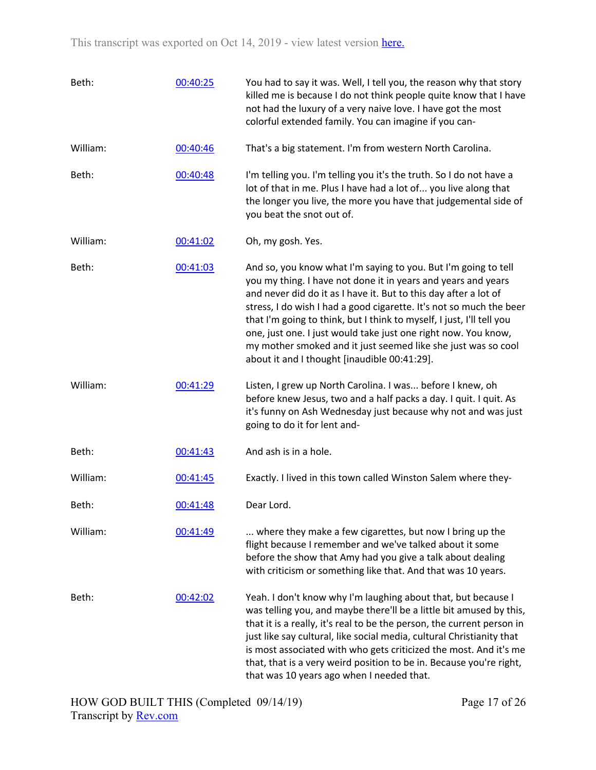| Beth: | 00:40:25 | You had to say it was. Well, I tell you, the reason why that story killed me is because I do not think people quite know that I have not had the luxury of a very naive love. I have got the most colorful extended family. You can imagine if you can- |
|---|---|---|
| William: | 00:40:46 | That's a big statement. I'm from western North Carolina. |
| Beth: | 00:40:48 | I'm telling you. I'm telling you it's the truth. So I do not have a lot of that in me. Plus I have had a lot of... you live along that the longer you live, the more you have that judgemental side of you beat the snot out of. |
| William: | 00:41:02 | Oh, my gosh. Yes. |
| Beth: | 00:41:03 | And so, you know what I'm saying to you. But I'm going to tell you my thing. I have not done it in years and years and years and never did do it as I have it. But to this day after a lot of stress, I do wish I had a good cigarette. It's not so much the beer that I'm going to think, but I think to myself, I just, I'll tell you one, just one. I just would take just one right now. You know, my mother smoked and it just seemed like she just was so cool about it and I thought [inaudible 00:41:29]. |
| William: | 00:41:29 | Listen, I grew up North Carolina. I was... before I knew, oh before knew Jesus, two and a half packs a day. I quit. I quit. As it's funny on Ash Wednesday just because why not and was just going to do it for lent and- |
| Beth: | 00:41:43 | And ash is in a hole. |
| William: | 00:41:45 | Exactly. I lived in this town called Winston Salem where they- |
| Beth: | 00:41:48 | Dear Lord. |
| William: | 00:41:49 | ... where they make a few cigarettes, but now I bring up the flight because I remember and we've talked about it some before the show that Amy had you give a talk about dealing with criticism or something like that. And that was 10 years. |
| Beth: | 00:42:02 | Yeah. I don't know why I'm laughing about that, but because I was telling you, and maybe there'll be a little bit amused by this, that it is a really, it's real to be the person, the current person in just like say cultural, like social media, cultural Christianity that is most associated with who gets criticized the most. And it's me that, that is a very weird position to be in. Because you're right, that was 10 years ago when I needed that. |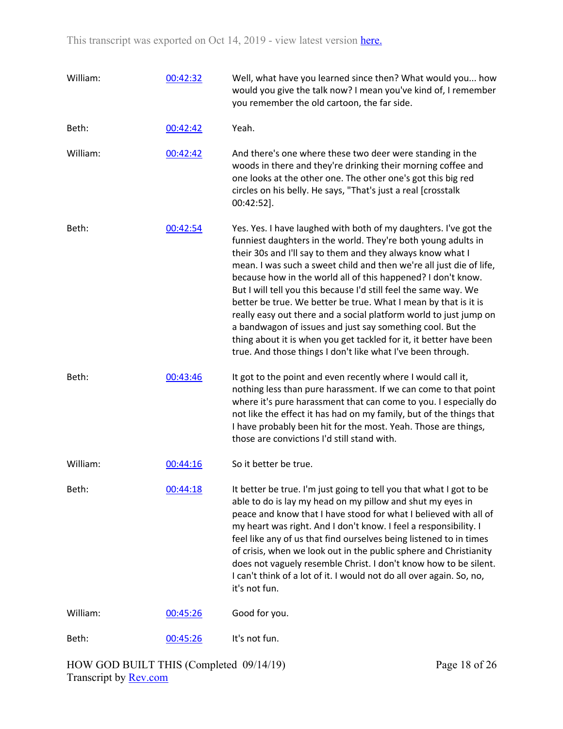| | | |
|---|---|---|
| William: | 00:42:32 | Well, what have you learned since then? What would you... how would you give the talk now? I mean you've kind of, I remember you remember the old cartoon, the far side. |
| Beth: | 00:42:42 | Yeah. |
| William: | 00:42:42 | And there's one where these two deer were standing in the woods in there and they're drinking their morning coffee and one looks at the other one. The other one's got this big red circles on his belly. He says, "That's just a real [crosstalk 00:42:52]. |
| Beth: | 00:42:54 | Yes. Yes. I have laughed with both of my daughters. I've got the funniest daughters in the world. They're both young adults in their 30s and I'll say to them and they always know what I mean. I was such a sweet child and then we're all just die of life, because how in the world all of this happened? I don't know. But I will tell you this because I'd still feel the same way. We better be true. We better be true. What I mean by that is it is really easy out there and a social platform world to just jump on a bandwagon of issues and just say something cool. But the thing about it is when you get tackled for it, it better have been true. And those things I don't like what I've been through. |
| Beth: | 00:43:46 | It got to the point and even recently where I would call it, nothing less than pure harassment. If we can come to that point where it's pure harassment that can come to you. I especially do not like the effect it has had on my family, but of the things that I have probably been hit for the most. Yeah. Those are things, those are convictions I'd still stand with. |
| William: | 00:44:16 | So it better be true. |
| Beth: | 00:44:18 | It better be true. I'm just going to tell you that what I got to be able to do is lay my head on my pillow and shut my eyes in peace and know that I have stood for what I believed with all of my heart was right. And I don't know. I feel a responsibility. I feel like any of us that find ourselves being listened to in times of crisis, when we look out in the public sphere and Christianity does not vaguely resemble Christ. I don't know how to be silent. I can't think of a lot of it. I would not do all over again. So, no, it's not fun. |
| William: | 00:45:26 | Good for you. |
| Beth: | 00:45:26 | It's not fun. |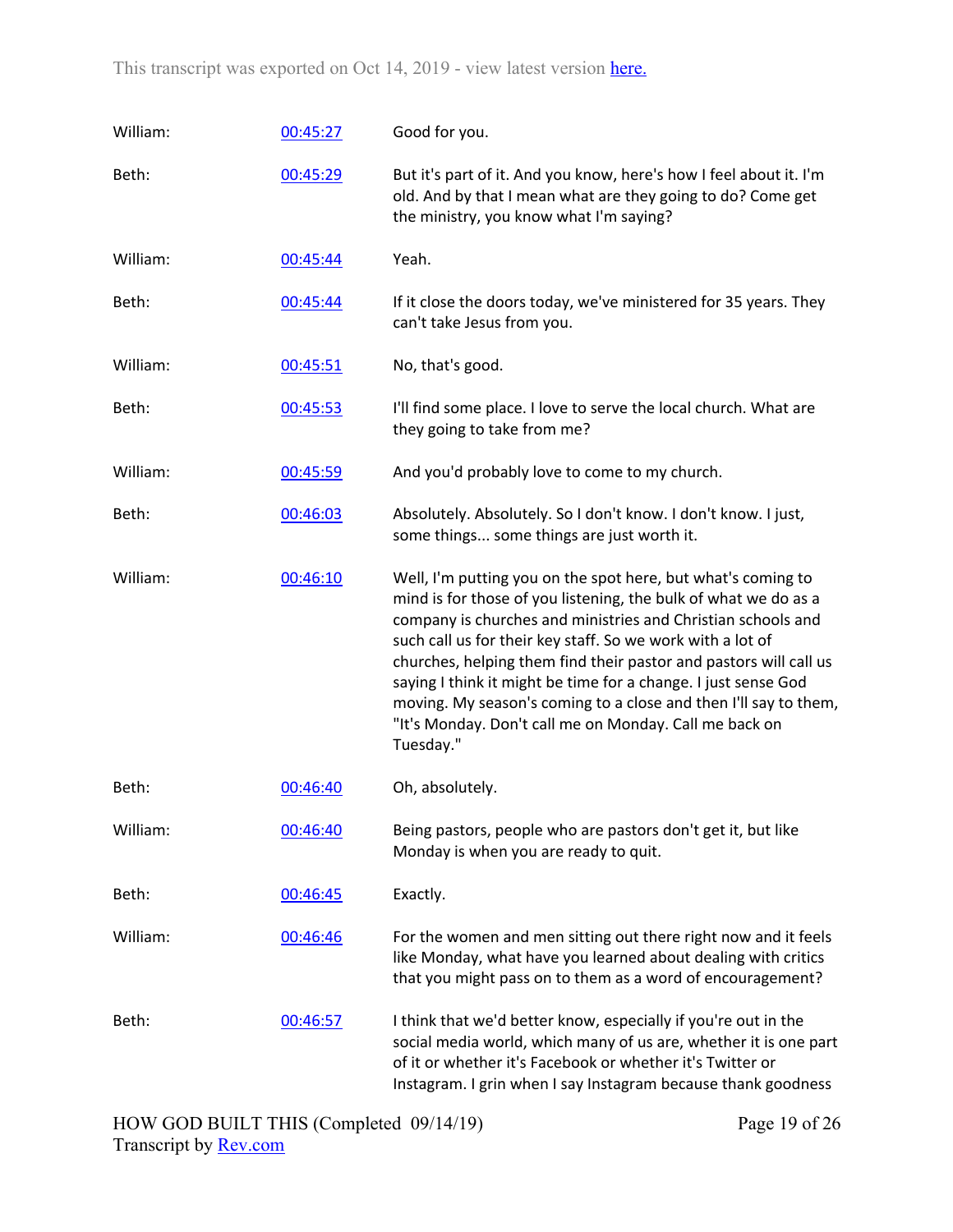| | | |
|---|---|---|
| William: | [00:45:27] | Good for you. |
| Beth: | [00:45:29] | But it's part of it. And you know, here's how I feel about it. I'm old. And by that I mean what are they going to do? Come get the ministry, you know what I'm saying? |
| William: | [00:45:44] | Yeah. |
| Beth: | [00:45:44] | If it close the doors today, we've ministered for 35 years. They can't take Jesus from you. |
| William: | [00:45:51] | No, that's good. |
| Beth: | [00:45:53] | I'll find some place. I love to serve the local church. What are they going to take from me? |
| William: | [00:45:59] | And you'd probably love to come to my church. |
| Beth: | [00:46:03] | Absolutely. Absolutely. So I don't know. I don't know. I just, some things... some things are just worth it. |
| William: | [00:46:10] | Well, I'm putting you on the spot here, but what's coming to mind is for those of you listening, the bulk of what we do as a company is churches and ministries and Christian schools and such call us for their key staff. So we work with a lot of churches, helping them find their pastor and pastors will call us saying I think it might be time for a change. I just sense God moving. My season's coming to a close and then I'll say to them, "It's Monday. Don't call me on Monday. Call me back on Tuesday." |
| Beth: | [00:46:40] | Oh, absolutely. |
| William: | [00:46:40] | Being pastors, people who are pastors don't get it, but like Monday is when you are ready to quit. |
| Beth: | [00:46:45] | Exactly. |
| William: | [00:46:46] | For the women and men sitting out there right now and it feels like Monday, what have you learned about dealing with critics that you might pass on to them as a word of encouragement? |
| Beth: | [00:46:57] | I think that we'd better know, especially if you're out in the social media world, which many of us are, whether it is one part of it or whether it's Facebook or whether it's Twitter or Instagram. I grin when I say Instagram because thank goodness |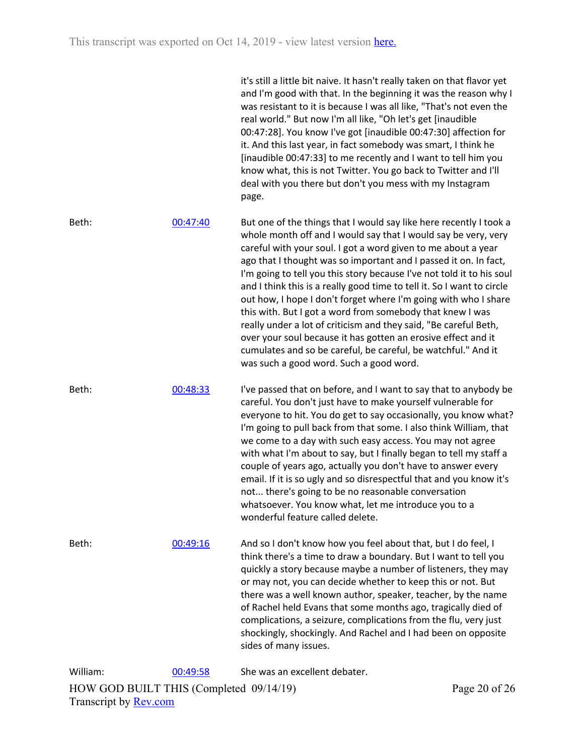it's still a little bit naive. It hasn't really taken on that flavor yet and I'm good with that. In the beginning it was the reason why I was resistant to it is because I was all like, "That's not even the real world." But now I'm all like, "Oh let's get [inaudible 00:47:28]. You know I've got [inaudible 00:47:30] affection for it. And this last year, in fact somebody was smart, I think he [inaudible 00:47:33] to me recently and I want to tell him you know what, this is not Twitter. You go back to Twitter and I'll deal with you there but don't you mess with my Instagram page.

Beth: [00:47:40] But one of the things that I would say like here recently I took a whole month off and I would say that I would say be very, very careful with your soul. I got a word given to me about a year ago that I thought was so important and I passed it on. In fact, I'm going to tell you this story because I've not told it to his soul and I think this is a really good time to tell it. So I want to circle out how, I hope I don't forget where I'm going with who I share this with. But I got a word from somebody that knew I was really under a lot of criticism and they said, "Be careful Beth, over your soul because it has gotten an erosive effect and it cumulates and so be careful, be careful, be watchful." And it was such a good word. Such a good word.

Beth: [00:48:33] I've passed that on before, and I want to say that to anybody be careful. You don't just have to make yourself vulnerable for everyone to hit. You do get to say occasionally, you know what? I'm going to pull back from that some. I also think William, that we come to a day with such easy access. You may not agree with what I'm about to say, but I finally began to tell my staff a couple of years ago, actually you don't have to answer every email. If it is so ugly and so disrespectful that and you know it's not... there's going to be no reasonable conversation whatsoever. You know what, let me introduce you to a wonderful feature called delete.

Beth: [00:49:16] And so I don't know how you feel about that, but I do feel, I think there's a time to draw a boundary. But I want to tell you quickly a story because maybe a number of listeners, they may or may not, you can decide whether to keep this or not. But there was a well known author, speaker, teacher, by the name of Rachel held Evans that some months ago, tragically died of complications, a seizure, complications from the flu, very just shockingly, shockingly. And Rachel and I had been on opposite sides of many issues.

William: [00:49:58] She was an excellent debater.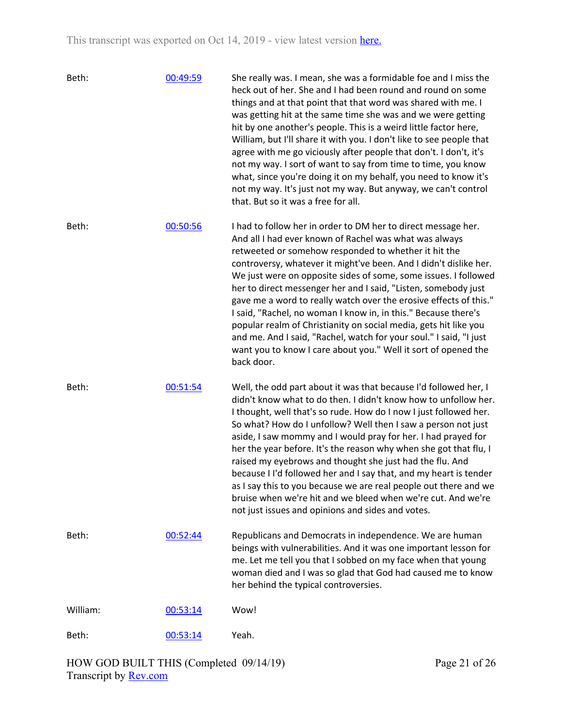This transcript was exported on Oct 14, 2019 - view latest version [here.](#)

| | | |
|---|---|---|
| Beth: | [00:49:59](#) | She really was. I mean, she was a formidable foe and I miss the heck out of her. She and I had been round and round on some things and at that point that that word was shared with me. I was getting hit at the same time she was and we were getting hit by one another's people. This is a weird little factor here, William, but I'll share it with you. I don't like to see people that agree with me go viciously after people that don't. I don't, it's not my way. I sort of want to say from time to time, you know what, since you're doing it on my behalf, you need to know it's not my way. It's just not my way. But anyway, we can't control that. But so it was a free for all. |
| Beth: | [00:50:56](#) | I had to follow her in order to DM her to direct message her. And all I had ever known of Rachel was what was always retweeted or somehow responded to whether it hit the controversy, whatever it might've been. And I didn't dislike her. We just were on opposite sides of some, some issues. I followed her to direct messenger her and I said, "Listen, somebody just gave me a word to really watch over the erosive effects of this." I said, "Rachel, no woman I know in, in this." Because there's popular realm of Christianity on social media, gets hit like you and me. And I said, "Rachel, watch for your soul." I said, "I just want you to know I care about you." Well it sort of opened the back door. |
| Beth: | [00:51:54](#) | Well, the odd part about it was that because I'd followed her, I didn't know what to do then. I didn't know how to unfollow her. I thought, well that's so rude. How do I now I just followed her. So what? How do I unfollow? Well then I saw a person not just aside, I saw mommy and I would pray for her. I had prayed for her the year before. It's the reason why when she got that flu, I raised my eyebrows and thought she just had the flu. And because I I'd followed her and I say that, and my heart is tender as I say this to you because we are real people out there and we bruise when we're hit and we bleed when we're cut. And we're not just issues and opinions and sides and votes. |
| Beth: | [00:52:44](#) | Republicans and Democrats in independence. We are human beings with vulnerabilities. And it was one important lesson for me. Let me tell you that I sobbed on my face when that young woman died and I was so glad that God had caused me to know her behind the typical controversies. |
| William: | [00:53:14](#) | Wow! |
| Beth: | [00:53:14](#) | Yeah. |

HOW GOD BUILT THIS (Completed 09/14/19)
Transcript by [Rev.com](#)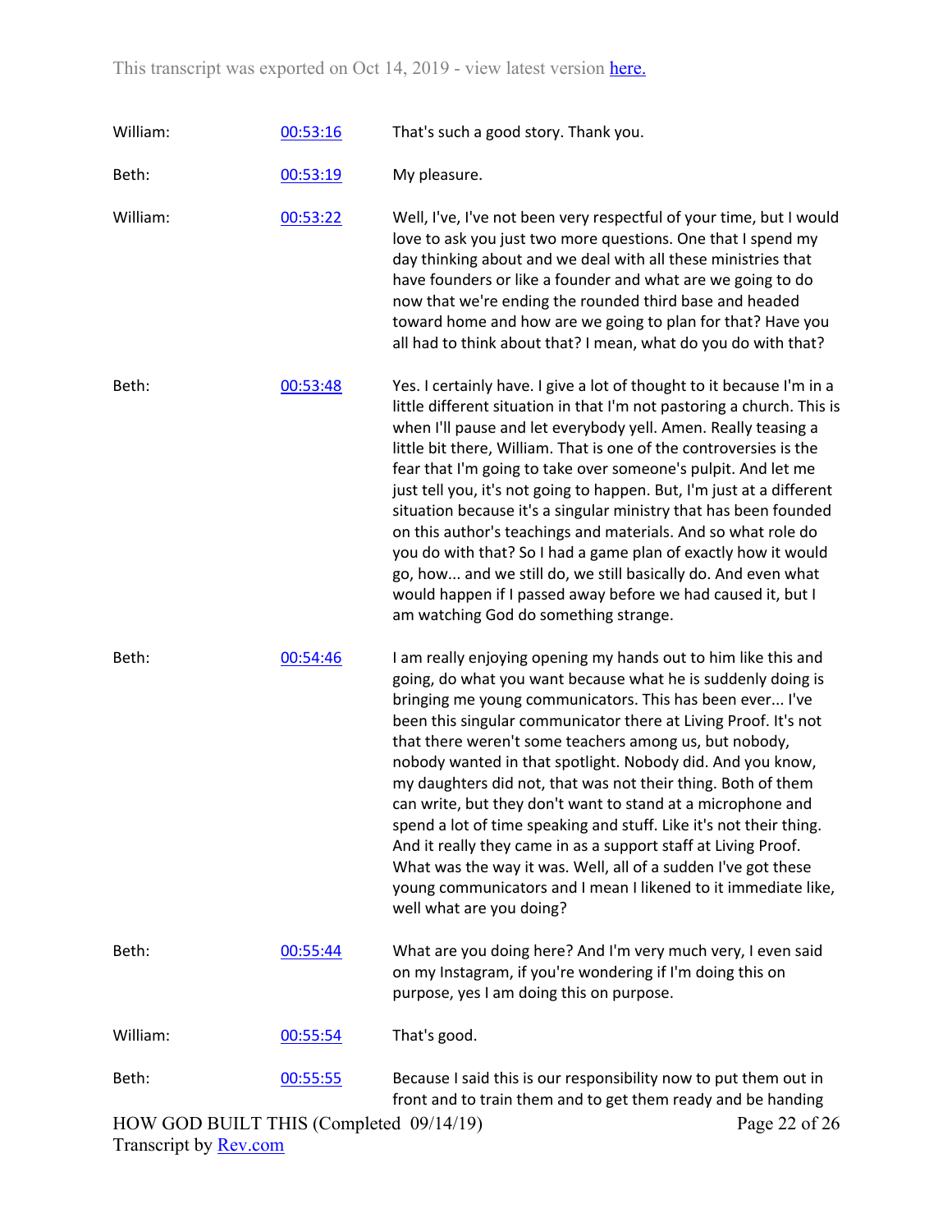| | | |
|---|---|---|
| William: | 00:53:16 | That's such a good story. Thank you. |
| Beth: | 00:53:19 | My pleasure. |
| William: | 00:53:22 | Well, I've, I've not been very respectful of your time, but I would love to ask you just two more questions. One that I spend my day thinking about and we deal with all these ministries that have founders or like a founder and what are we going to do now that we're ending the rounded third base and headed toward home and how are we going to plan for that? Have you all had to think about that? I mean, what do you do with that? |
| Beth: | 00:53:48 | Yes. I certainly have. I give a lot of thought to it because I'm in a little different situation in that I'm not pastoring a church. This is when I'll pause and let everybody yell. Amen. Really teasing a little bit there, William. That is one of the controversies is the fear that I'm going to take over someone's pulpit. And let me just tell you, it's not going to happen. But, I'm just at a different situation because it's a singular ministry that has been founded on this author's teachings and materials. And so what role do you do with that? So I had a game plan of exactly how it would go, how... and we still do, we still basically do. And even what would happen if I passed away before we had caused it, but I am watching God do something strange. |
| Beth: | 00:54:46 | I am really enjoying opening my hands out to him like this and going, do what you want because what he is suddenly doing is bringing me young communicators. This has been ever... I've been this singular communicator there at Living Proof. It's not that there weren't some teachers among us, but nobody, nobody wanted in that spotlight. Nobody did. And you know, my daughters did not, that was not their thing. Both of them can write, but they don't want to stand at a microphone and spend a lot of time speaking and stuff. Like it's not their thing. And it really they came in as a support staff at Living Proof. What was the way it was. Well, all of a sudden I've got these young communicators and I mean I likened to it immediate like, well what are you doing? |
| Beth: | 00:55:44 | What are you doing here? And I'm very much very, I even said on my Instagram, if you're wondering if I'm doing this on purpose, yes I am doing this on purpose. |
| William: | 00:55:54 | That's good. |
| Beth: | 00:55:55 | Because I said this is our responsibility now to put them out in front and to train them and to get them ready and be handing |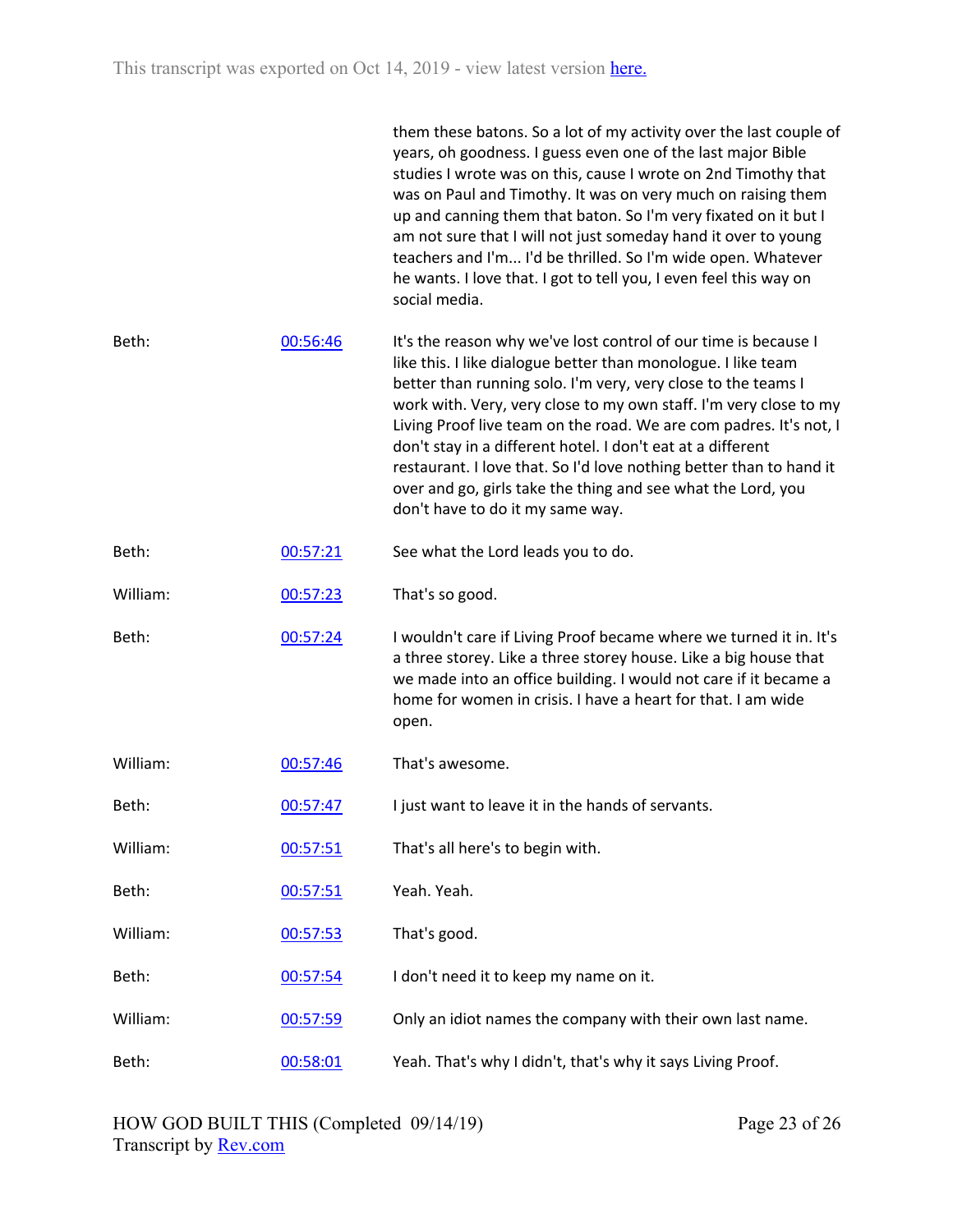| | | |
|---|---|---|
| | | them these batons. So a lot of my activity over the last couple of years, oh goodness. I guess even one of the last major Bible studies I wrote was on this, cause I wrote on 2nd Timothy that was on Paul and Timothy. It was on very much on raising them up and canning them that baton. So I'm very fixated on it but I am not sure that I will not just someday hand it over to young teachers and I'm... I'd be thrilled. So I'm wide open. Whatever he wants. I love that. I got to tell you, I even feel this way on social media. |
| Beth: | 00:56:46 | It's the reason why we've lost control of our time is because I like this. I like dialogue better than monologue. I like team better than running solo. I'm very, very close to the teams I work with. Very, very close to my own staff. I'm very close to my Living Proof live team on the road. We are com padres. It's not, I don't stay in a different hotel. I don't eat at a different restaurant. I love that. So I'd love nothing better than to hand it over and go, girls take the thing and see what the Lord, you don't have to do it my same way. |
| Beth: | 00:57:21 | See what the Lord leads you to do. |
| William: | 00:57:23 | That's so good. |
| Beth: | 00:57:24 | I wouldn't care if Living Proof became where we turned it in. It's a three storey. Like a three storey house. Like a big house that we made into an office building. I would not care if it became a home for women in crisis. I have a heart for that. I am wide open. |
| William: | 00:57:46 | That's awesome. |
| Beth: | 00:57:47 | I just want to leave it in the hands of servants. |
| William: | 00:57:51 | That's all here's to begin with. |
| Beth: | 00:57:51 | Yeah. Yeah. |
| William: | 00:57:53 | That's good. |
| Beth: | 00:57:54 | I don't need it to keep my name on it. |
| William: | 00:57:59 | Only an idiot names the company with their own last name. |
| Beth: | 00:58:01 | Yeah. That's why I didn't, that's why it says Living Proof. |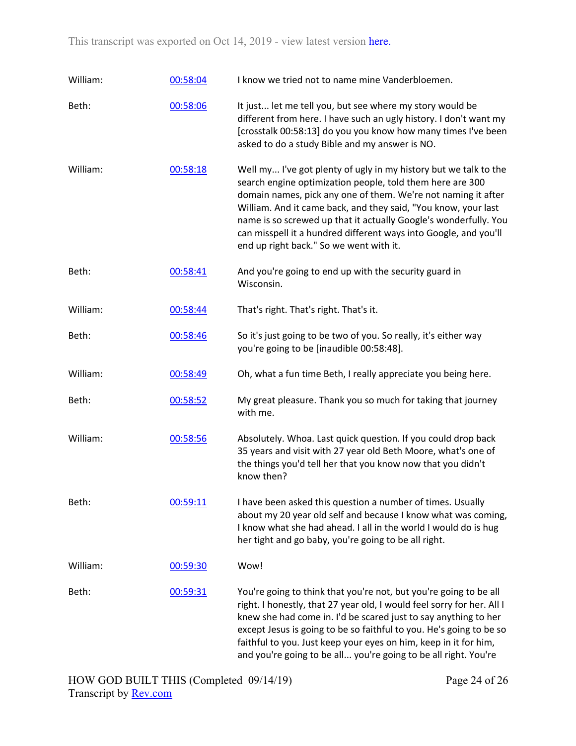| | | |
|---|---|---|
| William: | 00:58:04 | I know we tried not to name mine Vanderbloemen. |
| Beth: | 00:58:06 | It just... let me tell you, but see where my story would be different from here. I have such an ugly history. I don't want my [crosstalk 00:58:13] do you you know how many times I've been asked to do a study Bible and my answer is NO. |
| William: | 00:58:18 | Well my... I've got plenty of ugly in my history but we talk to the search engine optimization people, told them here are 300 domain names, pick any one of them. We're not naming it after William. And it came back, and they said, "You know, your last name is so screwed up that it actually Google's wonderfully. You can misspell it a hundred different ways into Google, and you'll end up right back." So we went with it. |
| Beth: | 00:58:41 | And you're going to end up with the security guard in Wisconsin. |
| William: | 00:58:44 | That's right. That's right. That's it. |
| Beth: | 00:58:46 | So it's just going to be two of you. So really, it's either way you're going to be [inaudible 00:58:48]. |
| William: | 00:58:49 | Oh, what a fun time Beth, I really appreciate you being here. |
| Beth: | 00:58:52 | My great pleasure. Thank you so much for taking that journey with me. |
| William: | 00:58:56 | Absolutely. Whoa. Last quick question. If you could drop back 35 years and visit with 27 year old Beth Moore, what's one of the things you'd tell her that you know now that you didn't know then? |
| Beth: | 00:59:11 | I have been asked this question a number of times. Usually about my 20 year old self and because I know what was coming, I know what she had ahead. I all in the world I would do is hug her tight and go baby, you're going to be all right. |
| William: | 00:59:30 | Wow! |
| Beth: | 00:59:31 | You're going to think that you're not, but you're going to be all right. I honestly, that 27 year old, I would feel sorry for her. All I knew she had come in. I'd be scared just to say anything to her except Jesus is going to be so faithful to you. He's going to be so faithful to you. Just keep your eyes on him, keep in it for him, and you're going to be all... you're going to be all right. You're |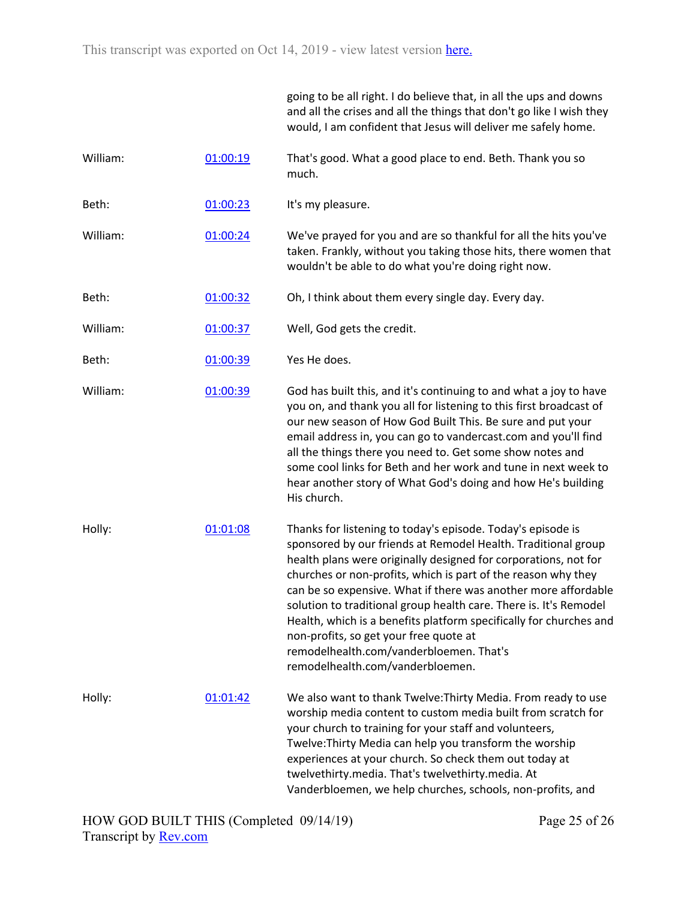going to be all right. I do believe that, in all the ups and downs and all the crises and all the things that don't go like I wish they would, I am confident that Jesus will deliver me safely home.

| | | |
|---|---|---|
| William: | 01:00:19 | That's good. What a good place to end. Beth. Thank you so much. |
| Beth: | 01:00:23 | It's my pleasure. |
| William: | 01:00:24 | We've prayed for you and are so thankful for all the hits you've taken. Frankly, without you taking those hits, there women that wouldn't be able to do what you're doing right now. |
| Beth: | 01:00:32 | Oh, I think about them every single day. Every day. |
| William: | 01:00:37 | Well, God gets the credit. |
| Beth: | 01:00:39 | Yes He does. |
| William: | 01:00:39 | God has built this, and it's continuing to and what a joy to have you on, and thank you all for listening to this first broadcast of our new season of How God Built This. Be sure and put your email address in, you can go to vandercast.com and you'll find all the things there you need to. Get some show notes and some cool links for Beth and her work and tune in next week to hear another story of What God's doing and how He's building His church. |
| Holly: | 01:01:08 | Thanks for listening to today's episode. Today's episode is sponsored by our friends at Remodel Health. Traditional group health plans were originally designed for corporations, not for churches or non-profits, which is part of the reason why they can be so expensive. What if there was another more affordable solution to traditional group health care. There is. It's Remodel Health, which is a benefits platform specifically for churches and non-profits, so get your free quote at remodelhealth.com/vanderbloemen. That's remodelhealth.com/vanderbloemen. |
| Holly: | 01:01:42 | We also want to thank Twelve:Thirty Media. From ready to use worship media content to custom media built from scratch for your church to training for your staff and volunteers, Twelve:Thirty Media can help you transform the worship experiences at your church. So check them out today at twelvethirty.media. That's twelvethirty.media. At Vanderbloemen, we help churches, schools, non-profits, and |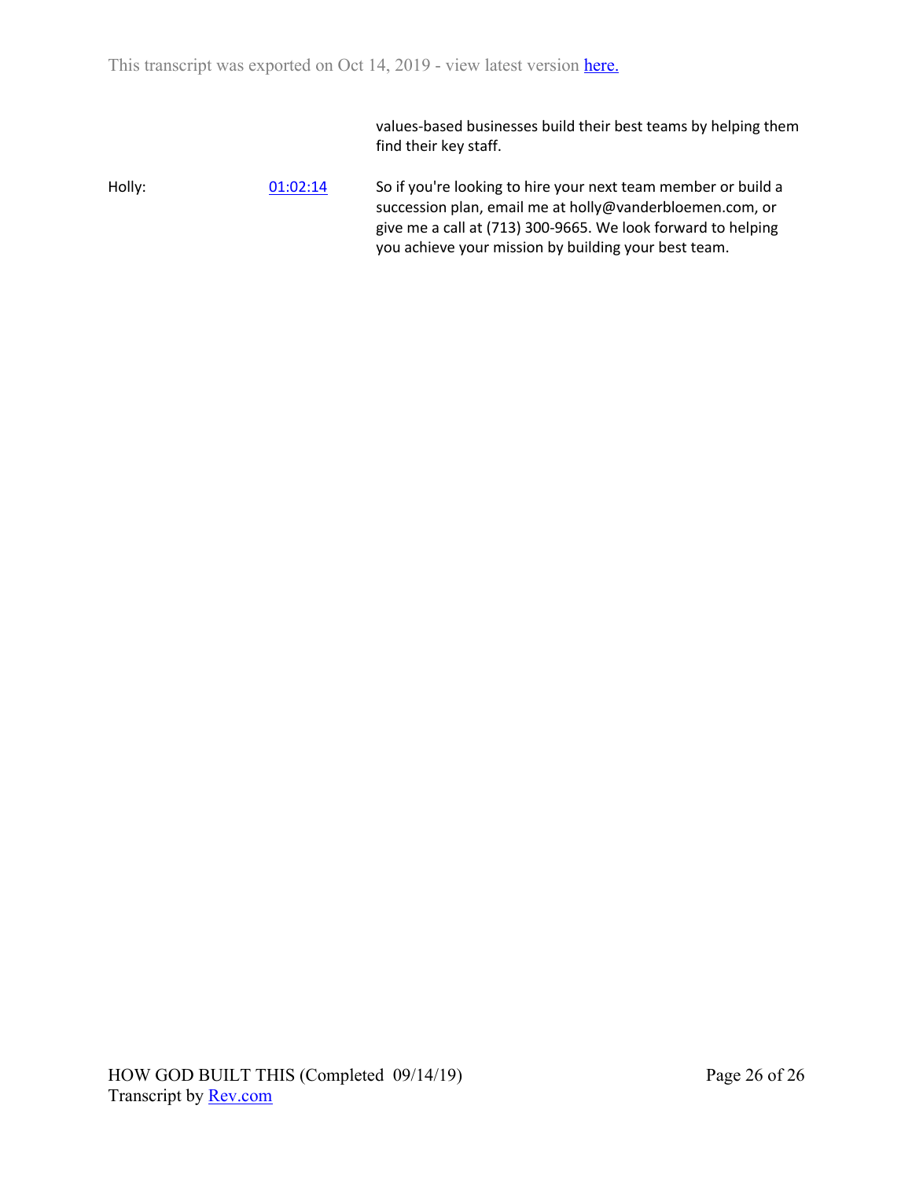values-based businesses build their best teams by helping them find their key staff.

Holly: 01:02:14

So if you're looking to hire your next team member or build a succession plan, email me at holly@vanderbloemen.com, or give me a call at (713) 300-9665. We look forward to helping you achieve your mission by building your best team.